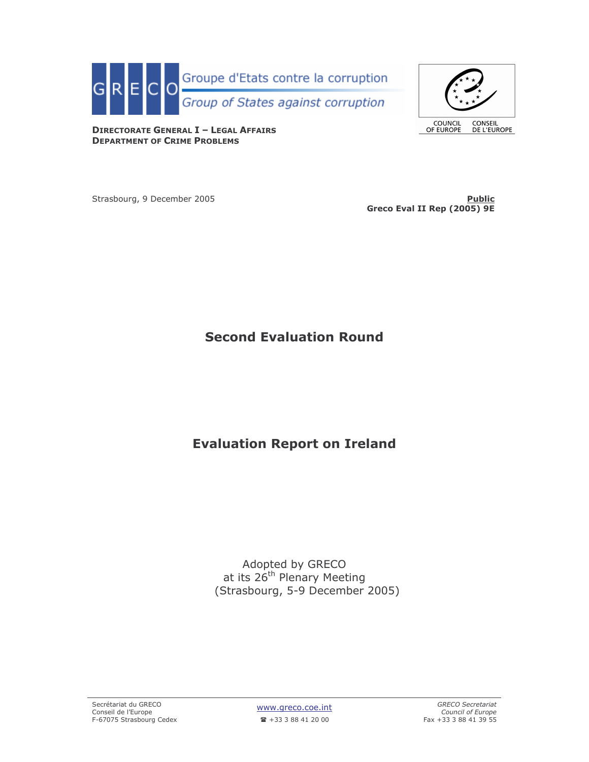GRECO Groupe d'Etats contre la corruption
Group of States against corruption

COUNCIL OF EUROPE CONSEIL DE L'EUROPE

**DIRECTORATE GENERAL I – LEGAL AFFAIRS**
**DEPARTMENT OF CRIME PROBLEMS**

Strasbourg, 9 December 2005

**Public**
**Greco Eval II Rep (2005) 9E**

# Second Evaluation Round

# Evaluation Report on Ireland

Adopted by GRECO
at its 26th Plenary Meeting
(Strasbourg, 5-9 December 2005)

Secrétariat du GRECO
Conseil de l'Europe
F-67075 Strasbourg Cedex

www.greco.coe.int
☎ +33 3 88 41 20 00

*GRECO Secretariat*
*Council of Europe*
Fax +33 3 88 41 39 55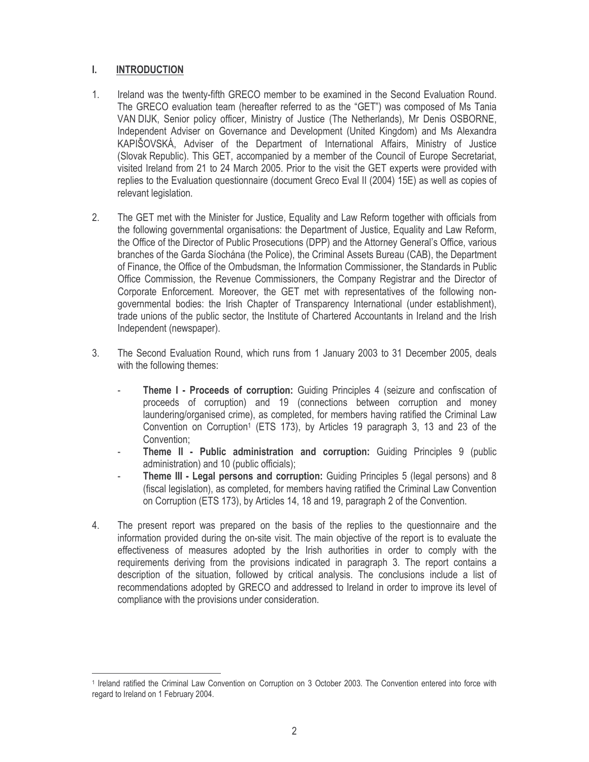## I. INTRODUCTION

1. Ireland was the twenty-fifth GRECO member to be examined in the Second Evaluation Round. The GRECO evaluation team (hereafter referred to as the "GET") was composed of Ms Tania VAN DIJK, Senior policy officer, Ministry of Justice (The Netherlands), Mr Denis OSBORNE, Independent Adviser on Governance and Development (United Kingdom) and Ms Alexandra KAPIŠOVSKÁ, Adviser of the Department of International Affairs, Ministry of Justice (Slovak Republic). This GET, accompanied by a member of the Council of Europe Secretariat, visited Ireland from 21 to 24 March 2005. Prior to the visit the GET experts were provided with replies to the Evaluation questionnaire (document Greco Eval II (2004) 15E) as well as copies of relevant legislation.

2. The GET met with the Minister for Justice, Equality and Law Reform together with officials from the following governmental organisations: the Department of Justice, Equality and Law Reform, the Office of the Director of Public Prosecutions (DPP) and the Attorney General's Office, various branches of the Garda Síochána (the Police), the Criminal Assets Bureau (CAB), the Department of Finance, the Office of the Ombudsman, the Information Commissioner, the Standards in Public Office Commission, the Revenue Commissioners, the Company Registrar and the Director of Corporate Enforcement. Moreover, the GET met with representatives of the following non-governmental bodies: the Irish Chapter of Transparency International (under establishment), trade unions of the public sector, the Institute of Chartered Accountants in Ireland and the Irish Independent (newspaper).

3. The Second Evaluation Round, which runs from 1 January 2003 to 31 December 2005, deals with the following themes:

   - **Theme I - Proceeds of corruption:** Guiding Principles 4 (seizure and confiscation of proceeds of corruption) and 19 (connections between corruption and money laundering/organised crime), as completed, for members having ratified the Criminal Law Convention on Corruption[1] (ETS 173), by Articles 19 paragraph 3, 13 and 23 of the Convention;
   - **Theme II - Public administration and corruption:** Guiding Principles 9 (public administration) and 10 (public officials);
   - **Theme III - Legal persons and corruption:** Guiding Principles 5 (legal persons) and 8 (fiscal legislation), as completed, for members having ratified the Criminal Law Convention on Corruption (ETS 173), by Articles 14, 18 and 19, paragraph 2 of the Convention.

4. The present report was prepared on the basis of the replies to the questionnaire and the information provided during the on-site visit. The main objective of the report is to evaluate the effectiveness of measures adopted by the Irish authorities in order to comply with the requirements deriving from the provisions indicated in paragraph 3. The report contains a description of the situation, followed by critical analysis. The conclusions include a list of recommendations adopted by GRECO and addressed to Ireland in order to improve its level of compliance with the provisions under consideration.

---

[1] Ireland ratified the Criminal Law Convention on Corruption on 3 October 2003. The Convention entered into force with regard to Ireland on 1 February 2004.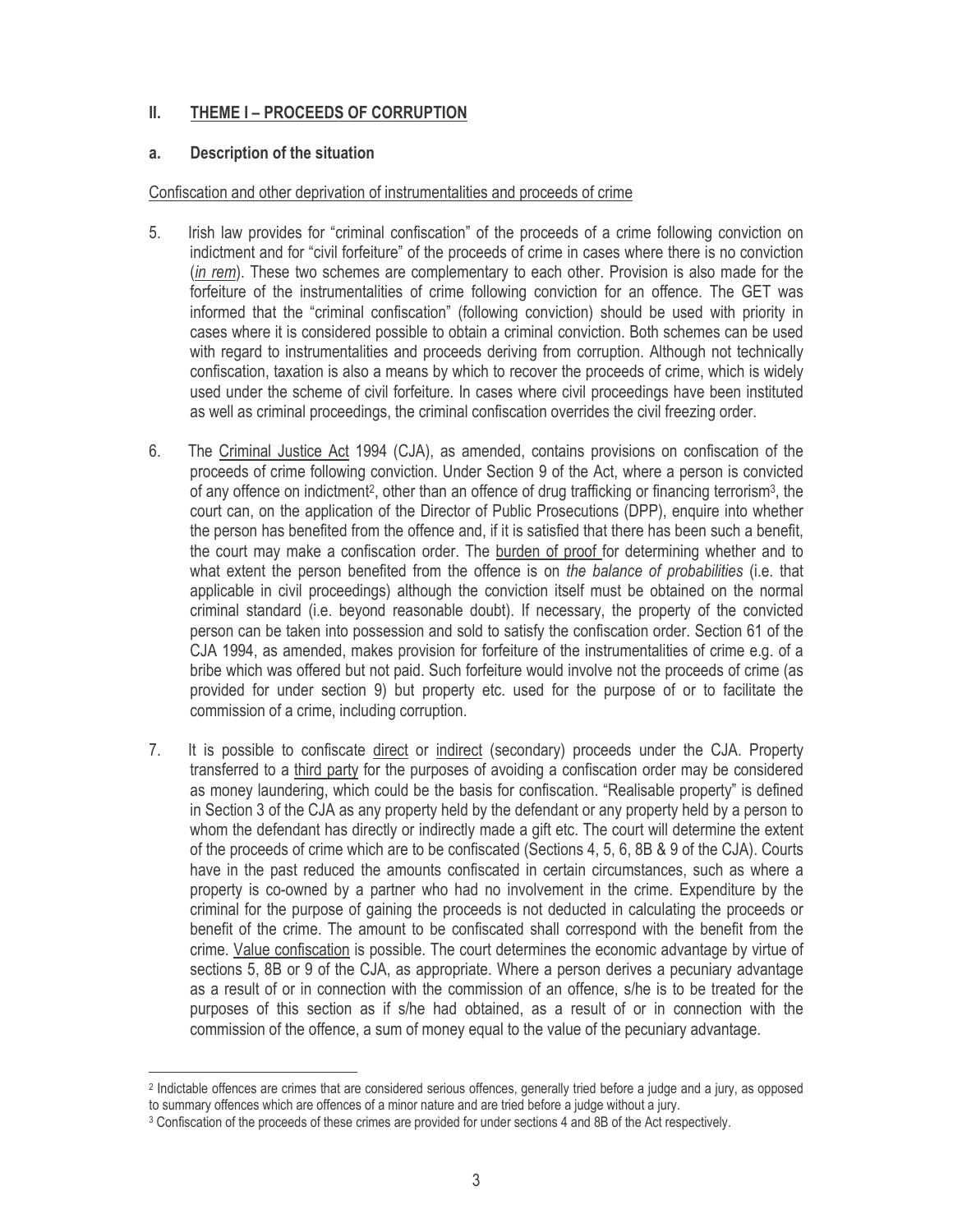## II. THEME I – PROCEEDS OF CORRUPTION

### a. Description of the situation

Confiscation and other deprivation of instrumentalities and proceeds of crime

5. Irish law provides for "criminal confiscation" of the proceeds of a crime following conviction on indictment and for "civil forfeiture" of the proceeds of crime in cases where there is no conviction (*in rem*). These two schemes are complementary to each other. Provision is also made for the forfeiture of the instrumentalities of crime following conviction for an offence. The GET was informed that the "criminal confiscation" (following conviction) should be used with priority in cases where it is considered possible to obtain a criminal conviction. Both schemes can be used with regard to instrumentalities and proceeds deriving from corruption. Although not technically confiscation, taxation is also a means by which to recover the proceeds of crime, which is widely used under the scheme of civil forfeiture. In cases where civil proceedings have been instituted as well as criminal proceedings, the criminal confiscation overrides the civil freezing order.

6. The Criminal Justice Act 1994 (CJA), as amended, contains provisions on confiscation of the proceeds of crime following conviction. Under Section 9 of the Act, where a person is convicted of any offence on indictment[2], other than an offence of drug trafficking or financing terrorism[3], the court can, on the application of the Director of Public Prosecutions (DPP), enquire into whether the person has benefited from the offence and, if it is satisfied that there has been such a benefit, the court may make a confiscation order. The burden of proof for determining whether and to what extent the person benefited from the offence is on *the balance of probabilities* (i.e. that applicable in civil proceedings) although the conviction itself must be obtained on the normal criminal standard (i.e. beyond reasonable doubt). If necessary, the property of the convicted person can be taken into possession and sold to satisfy the confiscation order. Section 61 of the CJA 1994, as amended, makes provision for forfeiture of the instrumentalities of crime e.g. of a bribe which was offered but not paid. Such forfeiture would involve not the proceeds of crime (as provided for under section 9) but property etc. used for the purpose of or to facilitate the commission of a crime, including corruption.

7. It is possible to confiscate direct or indirect (secondary) proceeds under the CJA. Property transferred to a third party for the purposes of avoiding a confiscation order may be considered as money laundering, which could be the basis for confiscation. "Realisable property" is defined in Section 3 of the CJA as any property held by the defendant or any property held by a person to whom the defendant has directly or indirectly made a gift etc. The court will determine the extent of the proceeds of crime which are to be confiscated (Sections 4, 5, 6, 8B & 9 of the CJA). Courts have in the past reduced the amounts confiscated in certain circumstances, such as where a property is co-owned by a partner who had no involvement in the crime. Expenditure by the criminal for the purpose of gaining the proceeds is not deducted in calculating the proceeds or benefit of the crime. The amount to be confiscated shall correspond with the benefit from the crime. Value confiscation is possible. The court determines the economic advantage by virtue of sections 5, 8B or 9 of the CJA, as appropriate. Where a person derives a pecuniary advantage as a result of or in connection with the commission of an offence, s/he is to be treated for the purposes of this section as if s/he had obtained, as a result of or in connection with the commission of the offence, a sum of money equal to the value of the pecuniary advantage.

---

[2] Indictable offences are crimes that are considered serious offences, generally tried before a judge and a jury, as opposed to summary offences which are offences of a minor nature and are tried before a judge without a jury.

[3] Confiscation of the proceeds of these crimes are provided for under sections 4 and 8B of the Act respectively.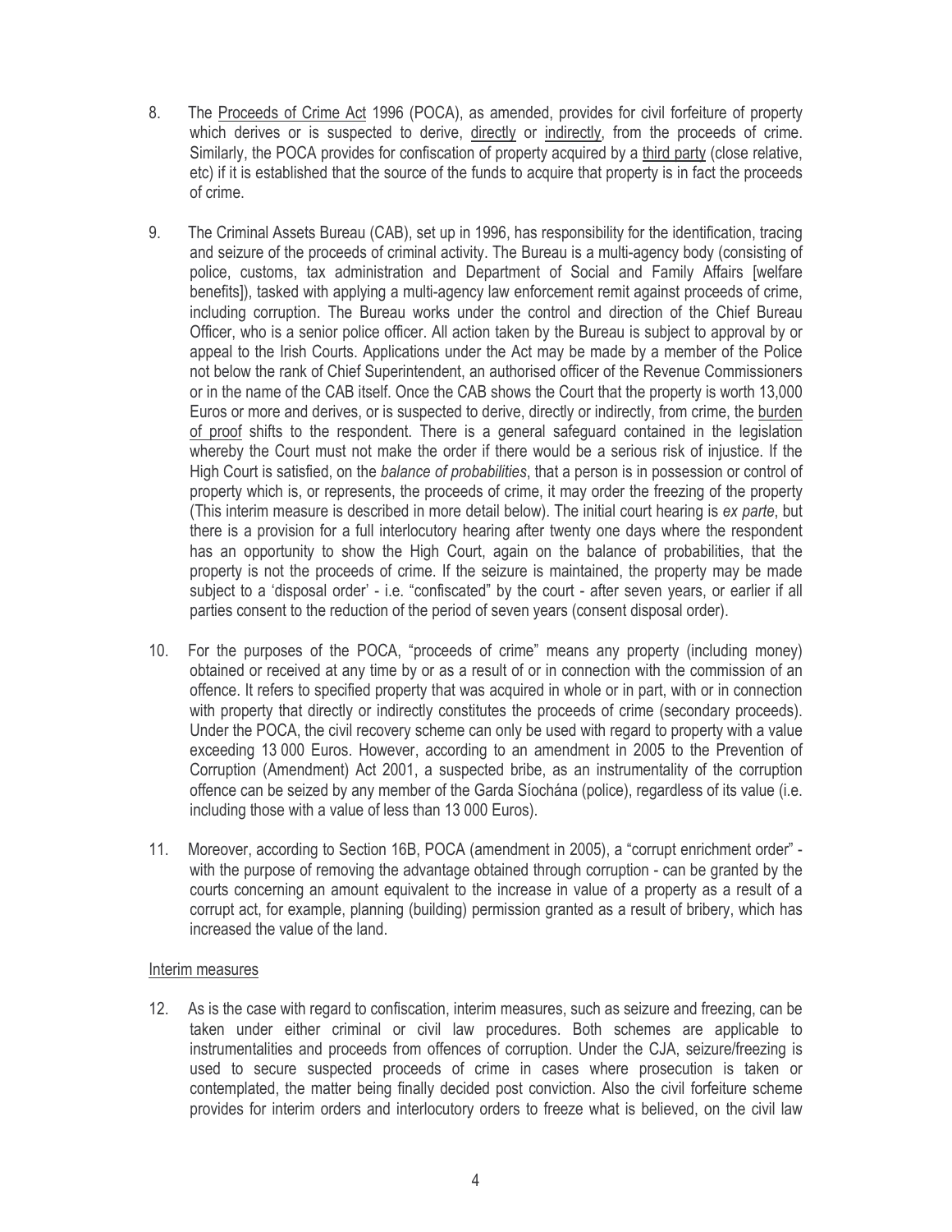8. The Proceeds of Crime Act 1996 (POCA), as amended, provides for civil forfeiture of property which derives or is suspected to derive, directly or indirectly, from the proceeds of crime. Similarly, the POCA provides for confiscation of property acquired by a third party (close relative, etc) if it is established that the source of the funds to acquire that property is in fact the proceeds of crime.

9. The Criminal Assets Bureau (CAB), set up in 1996, has responsibility for the identification, tracing and seizure of the proceeds of criminal activity. The Bureau is a multi-agency body (consisting of police, customs, tax administration and Department of Social and Family Affairs [welfare benefits]), tasked with applying a multi-agency law enforcement remit against proceeds of crime, including corruption. The Bureau works under the control and direction of the Chief Bureau Officer, who is a senior police officer. All action taken by the Bureau is subject to approval by or appeal to the Irish Courts. Applications under the Act may be made by a member of the Police not below the rank of Chief Superintendent, an authorised officer of the Revenue Commissioners or in the name of the CAB itself. Once the CAB shows the Court that the property is worth 13,000 Euros or more and derives, or is suspected to derive, directly or indirectly, from crime, the burden of proof shifts to the respondent. There is a general safeguard contained in the legislation whereby the Court must not make the order if there would be a serious risk of injustice. If the High Court is satisfied, on the *balance of probabilities*, that a person is in possession or control of property which is, or represents, the proceeds of crime, it may order the freezing of the property (This interim measure is described in more detail below). The initial court hearing is *ex parte*, but there is a provision for a full interlocutory hearing after twenty one days where the respondent has an opportunity to show the High Court, again on the balance of probabilities, that the property is not the proceeds of crime. If the seizure is maintained, the property may be made subject to a 'disposal order' - i.e. "confiscated" by the court - after seven years, or earlier if all parties consent to the reduction of the period of seven years (consent disposal order).

10. For the purposes of the POCA, "proceeds of crime" means any property (including money) obtained or received at any time by or as a result of or in connection with the commission of an offence. It refers to specified property that was acquired in whole or in part, with or in connection with property that directly or indirectly constitutes the proceeds of crime (secondary proceeds). Under the POCA, the civil recovery scheme can only be used with regard to property with a value exceeding 13 000 Euros. However, according to an amendment in 2005 to the Prevention of Corruption (Amendment) Act 2001, a suspected bribe, as an instrumentality of the corruption offence can be seized by any member of the Garda Síochána (police), regardless of its value (i.e. including those with a value of less than 13 000 Euros).

11. Moreover, according to Section 16B, POCA (amendment in 2005), a "corrupt enrichment order" - with the purpose of removing the advantage obtained through corruption - can be granted by the courts concerning an amount equivalent to the increase in value of a property as a result of a corrupt act, for example, planning (building) permission granted as a result of bribery, which has increased the value of the land.

Interim measures

12. As is the case with regard to confiscation, interim measures, such as seizure and freezing, can be taken under either criminal or civil law procedures. Both schemes are applicable to instrumentalities and proceeds from offences of corruption. Under the CJA, seizure/freezing is used to secure suspected proceeds of crime in cases where prosecution is taken or contemplated, the matter being finally decided post conviction. Also the civil forfeiture scheme provides for interim orders and interlocutory orders to freeze what is believed, on the civil law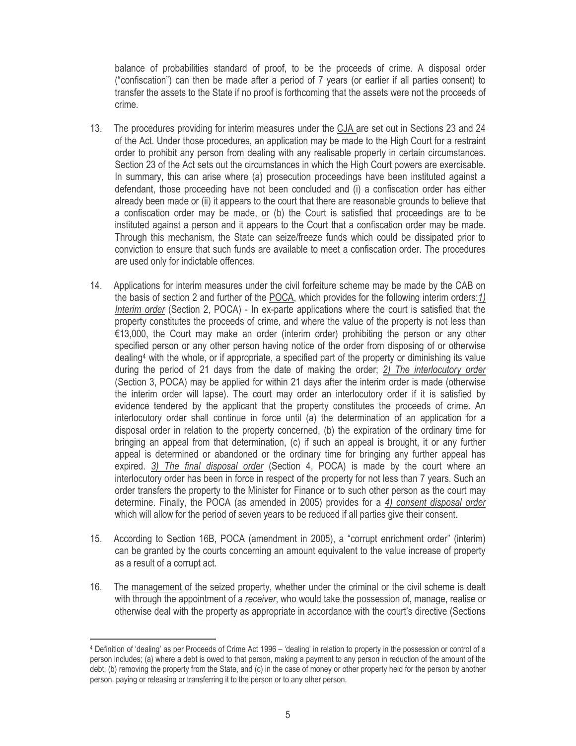balance of probabilities standard of proof, to be the proceeds of crime. A disposal order ("confiscation") can then be made after a period of 7 years (or earlier if all parties consent) to transfer the assets to the State if no proof is forthcoming that the assets were not the proceeds of crime.

13. The procedures providing for interim measures under the CJA are set out in Sections 23 and 24 of the Act. Under those procedures, an application may be made to the High Court for a restraint order to prohibit any person from dealing with any realisable property in certain circumstances. Section 23 of the Act sets out the circumstances in which the High Court powers are exercisable. In summary, this can arise where (a) prosecution proceedings have been instituted against a defendant, those proceeding have not been concluded and (i) a confiscation order has either already been made or (ii) it appears to the court that there are reasonable grounds to believe that a confiscation order may be made, or (b) the Court is satisfied that proceedings are to be instituted against a person and it appears to the Court that a confiscation order may be made. Through this mechanism, the State can seize/freeze funds which could be dissipated prior to conviction to ensure that such funds are available to meet a confiscation order. The procedures are used only for indictable offences.

14. Applications for interim measures under the civil forfeiture scheme may be made by the CAB on the basis of section 2 and further of the POCA, which provides for the following interim orders: *1) Interim order* (Section 2, POCA) - In ex-parte applications where the court is satisfied that the property constitutes the proceeds of crime, and where the value of the property is not less than €13,000, the Court may make an order (interim order) prohibiting the person or any other specified person or any other person having notice of the order from disposing of or otherwise dealing[4] with the whole, or if appropriate, a specified part of the property or diminishing its value during the period of 21 days from the date of making the order; *2) The interlocutory order* (Section 3, POCA) may be applied for within 21 days after the interim order is made (otherwise the interim order will lapse). The court may order an interlocutory order if it is satisfied by evidence tendered by the applicant that the property constitutes the proceeds of crime. An interlocutory order shall continue in force until (a) the determination of an application for a disposal order in relation to the property concerned, (b) the expiration of the ordinary time for bringing an appeal from that determination, (c) if such an appeal is brought, it or any further appeal is determined or abandoned or the ordinary time for bringing any further appeal has expired. *3) The final disposal order* (Section 4, POCA) is made by the court where an interlocutory order has been in force in respect of the property for not less than 7 years. Such an order transfers the property to the Minister for Finance or to such other person as the court may determine. Finally, the POCA (as amended in 2005) provides for a *4) consent disposal order* which will allow for the period of seven years to be reduced if all parties give their consent.

15. According to Section 16B, POCA (amendment in 2005), a "corrupt enrichment order" (interim) can be granted by the courts concerning an amount equivalent to the value increase of property as a result of a corrupt act.

16. The management of the seized property, whether under the criminal or the civil scheme is dealt with through the appointment of a *receiver*, who would take the possession of, manage, realise or otherwise deal with the property as appropriate in accordance with the court's directive (Sections

---

[4] Definition of 'dealing' as per Proceeds of Crime Act 1996 – 'dealing' in relation to property in the possession or control of a person includes; (a) where a debt is owed to that person, making a payment to any person in reduction of the amount of the debt, (b) removing the property from the State, and (c) in the case of money or other property held for the person by another person, paying or releasing or transferring it to the person or to any other person.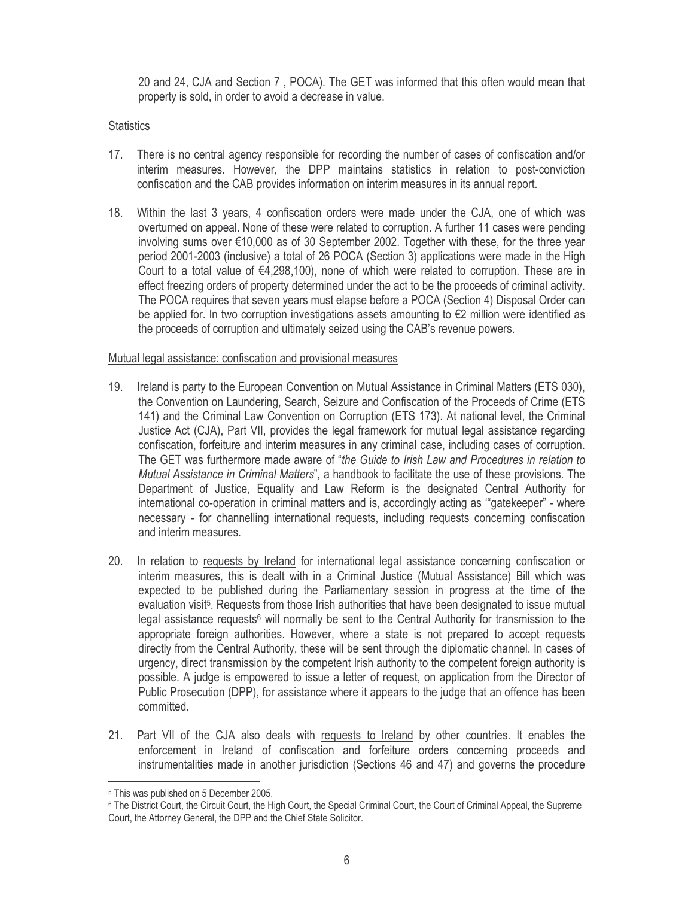20 and 24, CJA and Section 7 , POCA). The GET was informed that this often would mean that property is sold, in order to avoid a decrease in value.

Statistics

17. There is no central agency responsible for recording the number of cases of confiscation and/or interim measures. However, the DPP maintains statistics in relation to post-conviction confiscation and the CAB provides information on interim measures in its annual report.

18. Within the last 3 years, 4 confiscation orders were made under the CJA, one of which was overturned on appeal. None of these were related to corruption. A further 11 cases were pending involving sums over €10,000 as of 30 September 2002. Together with these, for the three year period 2001-2003 (inclusive) a total of 26 POCA (Section 3) applications were made in the High Court to a total value of €4,298,100), none of which were related to corruption. These are in effect freezing orders of property determined under the act to be the proceeds of criminal activity. The POCA requires that seven years must elapse before a POCA (Section 4) Disposal Order can be applied for. In two corruption investigations assets amounting to €2 million were identified as the proceeds of corruption and ultimately seized using the CAB's revenue powers.

Mutual legal assistance: confiscation and provisional measures

19. Ireland is party to the European Convention on Mutual Assistance in Criminal Matters (ETS 030), the Convention on Laundering, Search, Seizure and Confiscation of the Proceeds of Crime (ETS 141) and the Criminal Law Convention on Corruption (ETS 173). At national level, the Criminal Justice Act (CJA), Part VII, provides the legal framework for mutual legal assistance regarding confiscation, forfeiture and interim measures in any criminal case, including cases of corruption. The GET was furthermore made aware of "*the Guide to Irish Law and Procedures in relation to Mutual Assistance in Criminal Matters*", a handbook to facilitate the use of these provisions. The Department of Justice, Equality and Law Reform is the designated Central Authority for international co-operation in criminal matters and is, accordingly acting as '"gatekeeper" - where necessary - for channelling international requests, including requests concerning confiscation and interim measures.

20. In relation to requests by Ireland for international legal assistance concerning confiscation or interim measures, this is dealt with in a Criminal Justice (Mutual Assistance) Bill which was expected to be published during the Parliamentary session in progress at the time of the evaluation visit[5]. Requests from those Irish authorities that have been designated to issue mutual legal assistance requests[6] will normally be sent to the Central Authority for transmission to the appropriate foreign authorities. However, where a state is not prepared to accept requests directly from the Central Authority, these will be sent through the diplomatic channel. In cases of urgency, direct transmission by the competent Irish authority to the competent foreign authority is possible. A judge is empowered to issue a letter of request, on application from the Director of Public Prosecution (DPP), for assistance where it appears to the judge that an offence has been committed.

21. Part VII of the CJA also deals with requests to Ireland by other countries. It enables the enforcement in Ireland of confiscation and forfeiture orders concerning proceeds and instrumentalities made in another jurisdiction (Sections 46 and 47) and governs the procedure

[5] This was published on 5 December 2005.

[6] The District Court, the Circuit Court, the High Court, the Special Criminal Court, the Court of Criminal Appeal, the Supreme Court, the Attorney General, the DPP and the Chief State Solicitor.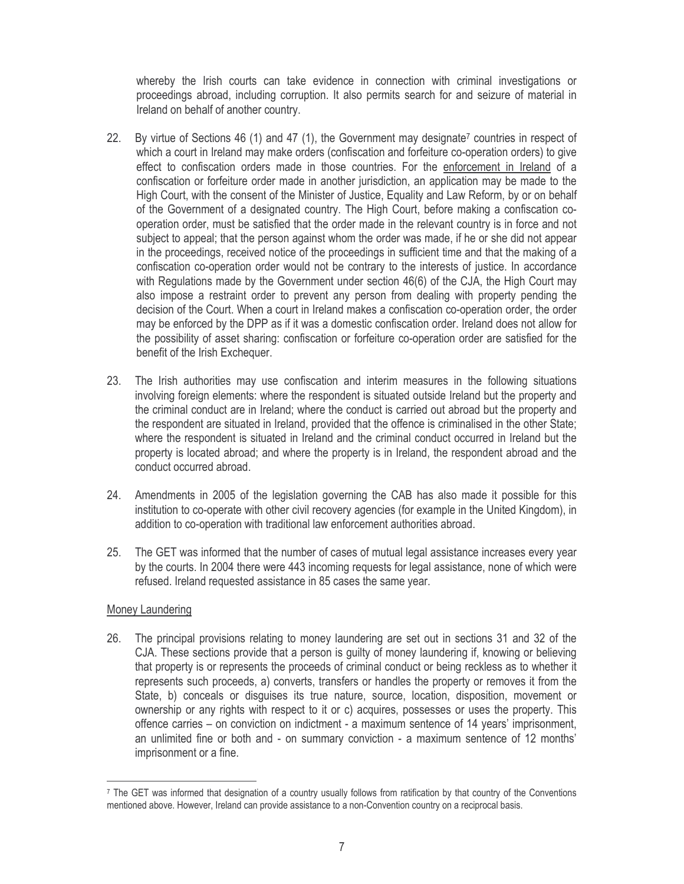whereby the Irish courts can take evidence in connection with criminal investigations or proceedings abroad, including corruption. It also permits search for and seizure of material in Ireland on behalf of another country.

22. By virtue of Sections 46 (1) and 47 (1), the Government may designate[7] countries in respect of which a court in Ireland may make orders (confiscation and forfeiture co-operation orders) to give effect to confiscation orders made in those countries. For the enforcement in Ireland of a confiscation or forfeiture order made in another jurisdiction, an application may be made to the High Court, with the consent of the Minister of Justice, Equality and Law Reform, by or on behalf of the Government of a designated country. The High Court, before making a confiscation co-operation order, must be satisfied that the order made in the relevant country is in force and not subject to appeal; that the person against whom the order was made, if he or she did not appear in the proceedings, received notice of the proceedings in sufficient time and that the making of a confiscation co-operation order would not be contrary to the interests of justice. In accordance with Regulations made by the Government under section 46(6) of the CJA, the High Court may also impose a restraint order to prevent any person from dealing with property pending the decision of the Court. When a court in Ireland makes a confiscation co-operation order, the order may be enforced by the DPP as if it was a domestic confiscation order. Ireland does not allow for the possibility of asset sharing: confiscation or forfeiture co-operation order are satisfied for the benefit of the Irish Exchequer.

23. The Irish authorities may use confiscation and interim measures in the following situations involving foreign elements: where the respondent is situated outside Ireland but the property and the criminal conduct are in Ireland; where the conduct is carried out abroad but the property and the respondent are situated in Ireland, provided that the offence is criminalised in the other State; where the respondent is situated in Ireland and the criminal conduct occurred in Ireland but the property is located abroad; and where the property is in Ireland, the respondent abroad and the conduct occurred abroad.

24. Amendments in 2005 of the legislation governing the CAB has also made it possible for this institution to co-operate with other civil recovery agencies (for example in the United Kingdom), in addition to co-operation with traditional law enforcement authorities abroad.

25. The GET was informed that the number of cases of mutual legal assistance increases every year by the courts. In 2004 there were 443 incoming requests for legal assistance, none of which were refused. Ireland requested assistance in 85 cases the same year.

Money Laundering

26. The principal provisions relating to money laundering are set out in sections 31 and 32 of the CJA. These sections provide that a person is guilty of money laundering if, knowing or believing that property is or represents the proceeds of criminal conduct or being reckless as to whether it represents such proceeds, a) converts, transfers or handles the property or removes it from the State, b) conceals or disguises its true nature, source, location, disposition, movement or ownership or any rights with respect to it or c) acquires, possesses or uses the property. This offence carries – on conviction on indictment - a maximum sentence of 14 years' imprisonment, an unlimited fine or both and - on summary conviction - a maximum sentence of 12 months' imprisonment or a fine.

---

[7] The GET was informed that designation of a country usually follows from ratification by that country of the Conventions mentioned above. However, Ireland can provide assistance to a non-Convention country on a reciprocal basis.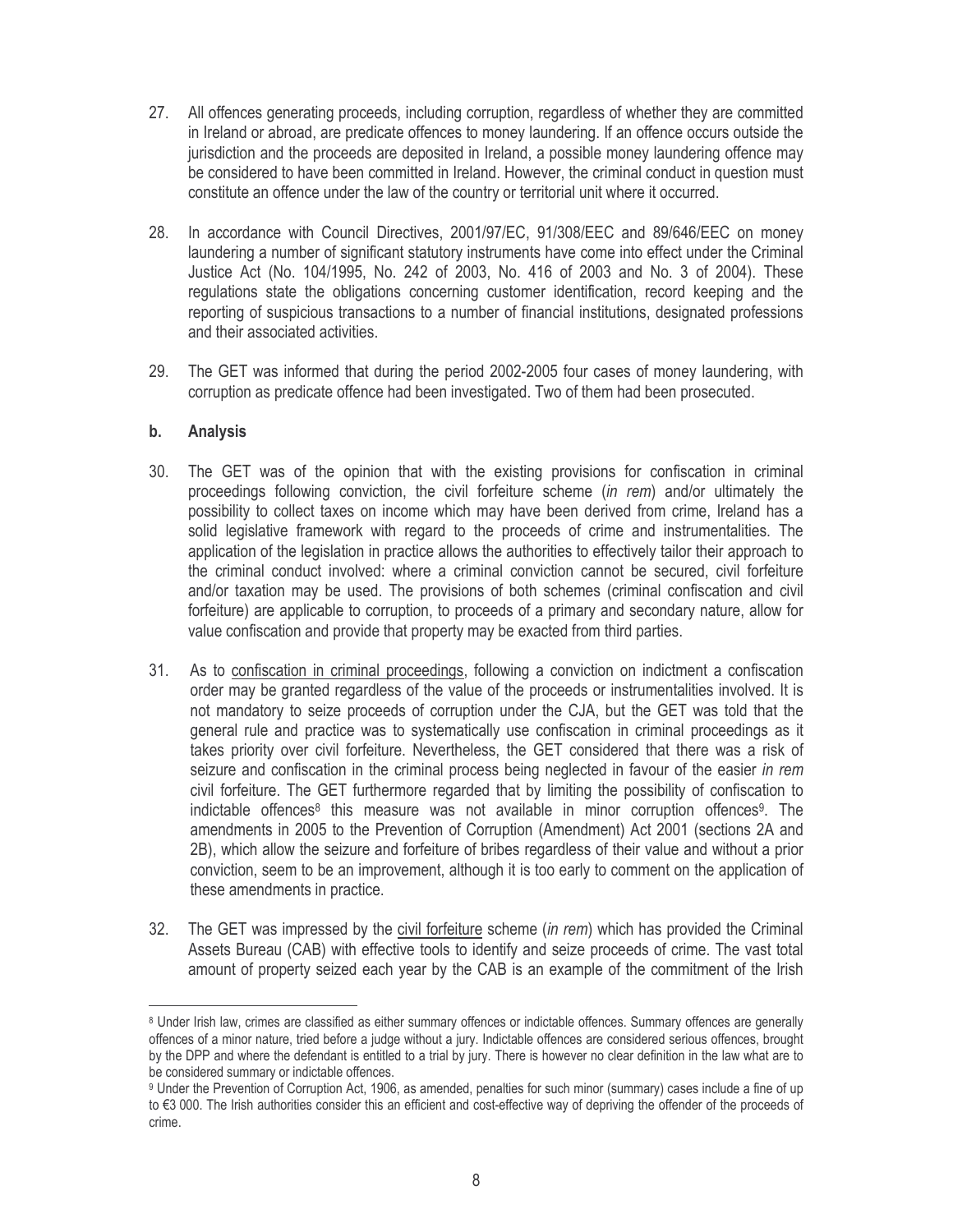27. All offences generating proceeds, including corruption, regardless of whether they are committed in Ireland or abroad, are predicate offences to money laundering. If an offence occurs outside the jurisdiction and the proceeds are deposited in Ireland, a possible money laundering offence may be considered to have been committed in Ireland. However, the criminal conduct in question must constitute an offence under the law of the country or territorial unit where it occurred.

28. In accordance with Council Directives, 2001/97/EC, 91/308/EEC and 89/646/EEC on money laundering a number of significant statutory instruments have come into effect under the Criminal Justice Act (No. 104/1995, No. 242 of 2003, No. 416 of 2003 and No. 3 of 2004). These regulations state the obligations concerning customer identification, record keeping and the reporting of suspicious transactions to a number of financial institutions, designated professions and their associated activities.

29. The GET was informed that during the period 2002-2005 four cases of money laundering, with corruption as predicate offence had been investigated. Two of them had been prosecuted.

### b. Analysis

30. The GET was of the opinion that with the existing provisions for confiscation in criminal proceedings following conviction, the civil forfeiture scheme (*in rem*) and/or ultimately the possibility to collect taxes on income which may have been derived from crime, Ireland has a solid legislative framework with regard to the proceeds of crime and instrumentalities. The application of the legislation in practice allows the authorities to effectively tailor their approach to the criminal conduct involved: where a criminal conviction cannot be secured, civil forfeiture and/or taxation may be used. The provisions of both schemes (criminal confiscation and civil forfeiture) are applicable to corruption, to proceeds of a primary and secondary nature, allow for value confiscation and provide that property may be exacted from third parties.

31. As to confiscation in criminal proceedings, following a conviction on indictment a confiscation order may be granted regardless of the value of the proceeds or instrumentalities involved. It is not mandatory to seize proceeds of corruption under the CJA, but the GET was told that the general rule and practice was to systematically use confiscation in criminal proceedings as it takes priority over civil forfeiture. Nevertheless, the GET considered that there was a risk of seizure and confiscation in the criminal process being neglected in favour of the easier *in rem* civil forfeiture. The GET furthermore regarded that by limiting the possibility of confiscation to indictable offences[8] this measure was not available in minor corruption offences[9]. The amendments in 2005 to the Prevention of Corruption (Amendment) Act 2001 (sections 2A and 2B), which allow the seizure and forfeiture of bribes regardless of their value and without a prior conviction, seem to be an improvement, although it is too early to comment on the application of these amendments in practice.

32. The GET was impressed by the civil forfeiture scheme (*in rem*) which has provided the Criminal Assets Bureau (CAB) with effective tools to identify and seize proceeds of crime. The vast total amount of property seized each year by the CAB is an example of the commitment of the Irish

---

[8] Under Irish law, crimes are classified as either summary offences or indictable offences. Summary offences are generally offences of a minor nature, tried before a judge without a jury. Indictable offences are considered serious offences, brought by the DPP and where the defendant is entitled to a trial by jury. There is however no clear definition in the law what are to be considered summary or indictable offences.

[9] Under the Prevention of Corruption Act, 1906, as amended, penalties for such minor (summary) cases include a fine of up to €3 000. The Irish authorities consider this an efficient and cost-effective way of depriving the offender of the proceeds of crime.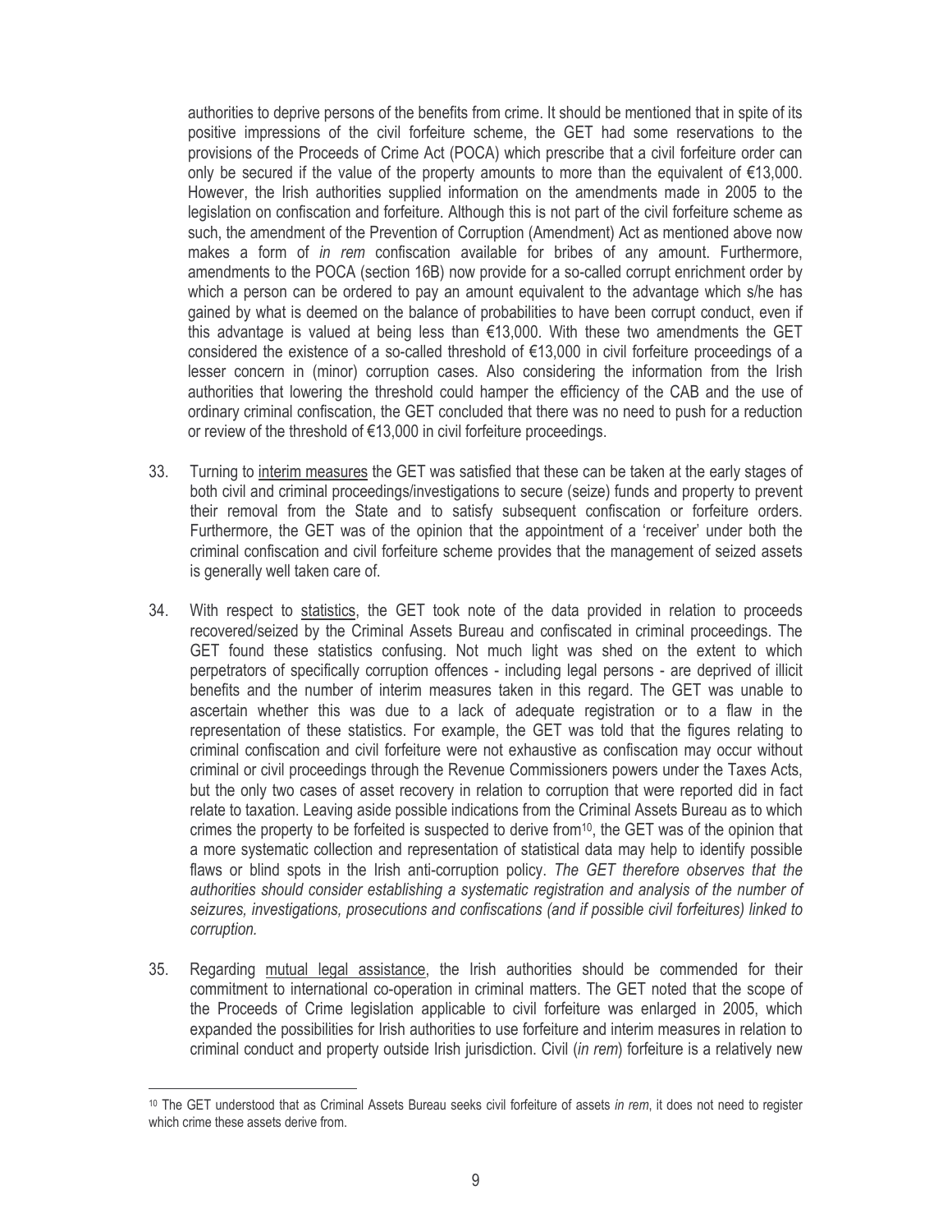authorities to deprive persons of the benefits from crime. It should be mentioned that in spite of its positive impressions of the civil forfeiture scheme, the GET had some reservations to the provisions of the Proceeds of Crime Act (POCA) which prescribe that a civil forfeiture order can only be secured if the value of the property amounts to more than the equivalent of €13,000. However, the Irish authorities supplied information on the amendments made in 2005 to the legislation on confiscation and forfeiture. Although this is not part of the civil forfeiture scheme as such, the amendment of the Prevention of Corruption (Amendment) Act as mentioned above now makes a form of *in rem* confiscation available for bribes of any amount. Furthermore, amendments to the POCA (section 16B) now provide for a so-called corrupt enrichment order by which a person can be ordered to pay an amount equivalent to the advantage which s/he has gained by what is deemed on the balance of probabilities to have been corrupt conduct, even if this advantage is valued at being less than €13,000. With these two amendments the GET considered the existence of a so-called threshold of €13,000 in civil forfeiture proceedings of a lesser concern in (minor) corruption cases. Also considering the information from the Irish authorities that lowering the threshold could hamper the efficiency of the CAB and the use of ordinary criminal confiscation, the GET concluded that there was no need to push for a reduction or review of the threshold of €13,000 in civil forfeiture proceedings.

33. Turning to interim measures the GET was satisfied that these can be taken at the early stages of both civil and criminal proceedings/investigations to secure (seize) funds and property to prevent their removal from the State and to satisfy subsequent confiscation or forfeiture orders. Furthermore, the GET was of the opinion that the appointment of a 'receiver' under both the criminal confiscation and civil forfeiture scheme provides that the management of seized assets is generally well taken care of.

34. With respect to statistics, the GET took note of the data provided in relation to proceeds recovered/seized by the Criminal Assets Bureau and confiscated in criminal proceedings. The GET found these statistics confusing. Not much light was shed on the extent to which perpetrators of specifically corruption offences - including legal persons - are deprived of illicit benefits and the number of interim measures taken in this regard. The GET was unable to ascertain whether this was due to a lack of adequate registration or to a flaw in the representation of these statistics. For example, the GET was told that the figures relating to criminal confiscation and civil forfeiture were not exhaustive as confiscation may occur without criminal or civil proceedings through the Revenue Commissioners powers under the Taxes Acts, but the only two cases of asset recovery in relation to corruption that were reported did in fact relate to taxation. Leaving aside possible indications from the Criminal Assets Bureau as to which crimes the property to be forfeited is suspected to derive from[10], the GET was of the opinion that a more systematic collection and representation of statistical data may help to identify possible flaws or blind spots in the Irish anti-corruption policy. *The GET therefore observes that the authorities should consider establishing a systematic registration and analysis of the number of seizures, investigations, prosecutions and confiscations (and if possible civil forfeitures) linked to corruption.*

35. Regarding mutual legal assistance, the Irish authorities should be commended for their commitment to international co-operation in criminal matters. The GET noted that the scope of the Proceeds of Crime legislation applicable to civil forfeiture was enlarged in 2005, which expanded the possibilities for Irish authorities to use forfeiture and interim measures in relation to criminal conduct and property outside Irish jurisdiction. Civil (*in rem*) forfeiture is a relatively new

[10] The GET understood that as Criminal Assets Bureau seeks civil forfeiture of assets *in rem*, it does not need to register which crime these assets derive from.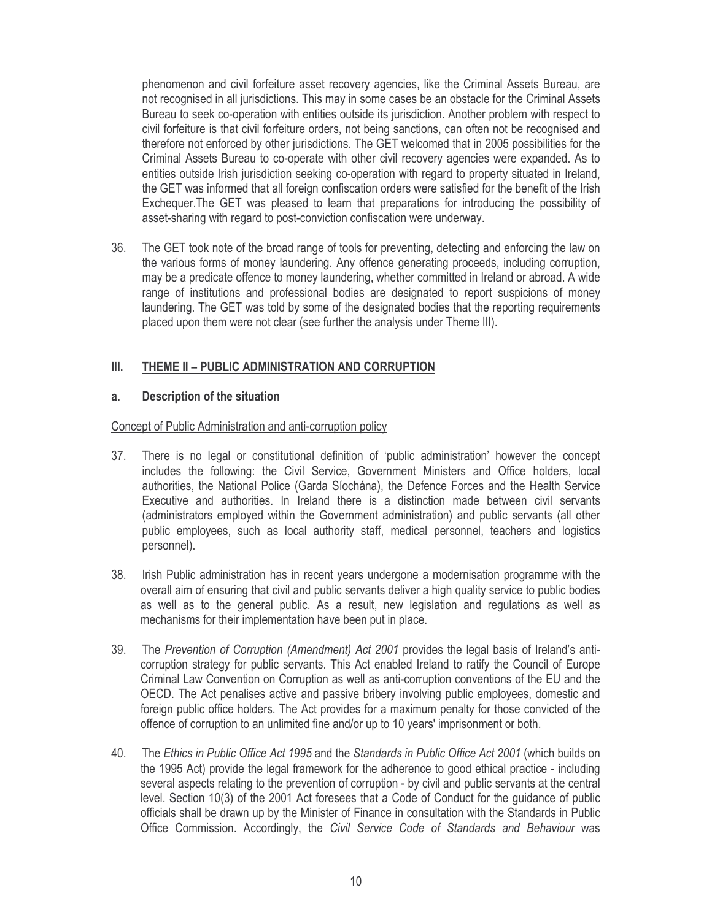phenomenon and civil forfeiture asset recovery agencies, like the Criminal Assets Bureau, are not recognised in all jurisdictions. This may in some cases be an obstacle for the Criminal Assets Bureau to seek co-operation with entities outside its jurisdiction. Another problem with respect to civil forfeiture is that civil forfeiture orders, not being sanctions, can often not be recognised and therefore not enforced by other jurisdictions. The GET welcomed that in 2005 possibilities for the Criminal Assets Bureau to co-operate with other civil recovery agencies were expanded. As to entities outside Irish jurisdiction seeking co-operation with regard to property situated in Ireland, the GET was informed that all foreign confiscation orders were satisfied for the benefit of the Irish Exchequer.The GET was pleased to learn that preparations for introducing the possibility of asset-sharing with regard to post-conviction confiscation were underway.

36. The GET took note of the broad range of tools for preventing, detecting and enforcing the law on the various forms of money laundering. Any offence generating proceeds, including corruption, may be a predicate offence to money laundering, whether committed in Ireland or abroad. A wide range of institutions and professional bodies are designated to report suspicions of money laundering. The GET was told by some of the designated bodies that the reporting requirements placed upon them were not clear (see further the analysis under Theme III).

## III. THEME II – PUBLIC ADMINISTRATION AND CORRUPTION

### a. Description of the situation

Concept of Public Administration and anti-corruption policy

37. There is no legal or constitutional definition of 'public administration' however the concept includes the following: the Civil Service, Government Ministers and Office holders, local authorities, the National Police (Garda Síochána), the Defence Forces and the Health Service Executive and authorities. In Ireland there is a distinction made between civil servants (administrators employed within the Government administration) and public servants (all other public employees, such as local authority staff, medical personnel, teachers and logistics personnel).

38. Irish Public administration has in recent years undergone a modernisation programme with the overall aim of ensuring that civil and public servants deliver a high quality service to public bodies as well as to the general public. As a result, new legislation and regulations as well as mechanisms for their implementation have been put in place.

39. The *Prevention of Corruption (Amendment) Act 2001* provides the legal basis of Ireland's anti-corruption strategy for public servants. This Act enabled Ireland to ratify the Council of Europe Criminal Law Convention on Corruption as well as anti-corruption conventions of the EU and the OECD. The Act penalises active and passive bribery involving public employees, domestic and foreign public office holders. The Act provides for a maximum penalty for those convicted of the offence of corruption to an unlimited fine and/or up to 10 years' imprisonment or both.

40. The *Ethics in Public Office Act 1995* and the *Standards in Public Office Act 2001* (which builds on the 1995 Act) provide the legal framework for the adherence to good ethical practice - including several aspects relating to the prevention of corruption - by civil and public servants at the central level. Section 10(3) of the 2001 Act foresees that a Code of Conduct for the guidance of public officials shall be drawn up by the Minister of Finance in consultation with the Standards in Public Office Commission. Accordingly, the *Civil Service Code of Standards and Behaviour* was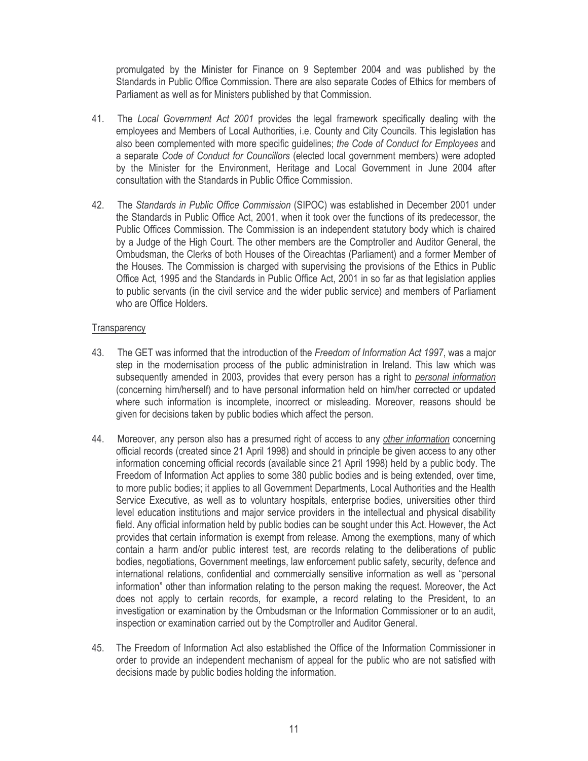promulgated by the Minister for Finance on 9 September 2004 and was published by the Standards in Public Office Commission. There are also separate Codes of Ethics for members of Parliament as well as for Ministers published by that Commission.

41. The *Local Government Act 2001* provides the legal framework specifically dealing with the employees and Members of Local Authorities, i.e. County and City Councils. This legislation has also been complemented with more specific guidelines; *the Code of Conduct for Employees* and a separate *Code of Conduct for Councillors* (elected local government members) were adopted by the Minister for the Environment, Heritage and Local Government in June 2004 after consultation with the Standards in Public Office Commission.

42. The *Standards in Public Office Commission* (SIPOC) was established in December 2001 under the Standards in Public Office Act, 2001, when it took over the functions of its predecessor, the Public Offices Commission. The Commission is an independent statutory body which is chaired by a Judge of the High Court. The other members are the Comptroller and Auditor General, the Ombudsman, the Clerks of both Houses of the Oireachtas (Parliament) and a former Member of the Houses. The Commission is charged with supervising the provisions of the Ethics in Public Office Act, 1995 and the Standards in Public Office Act, 2001 in so far as that legislation applies to public servants (in the civil service and the wider public service) and members of Parliament who are Office Holders.

<u>Transparency</u>

43. The GET was informed that the introduction of the *Freedom of Information Act 1997*, was a major step in the modernisation process of the public administration in Ireland. This law which was subsequently amended in 2003, provides that every person has a right to <u>*personal information*</u> (concerning him/herself) and to have personal information held on him/her corrected or updated where such information is incomplete, incorrect or misleading. Moreover, reasons should be given for decisions taken by public bodies which affect the person.

44. Moreover, any person also has a presumed right of access to any <u>*other information*</u> concerning official records (created since 21 April 1998) and should in principle be given access to any other information concerning official records (available since 21 April 1998) held by a public body. The Freedom of Information Act applies to some 380 public bodies and is being extended, over time, to more public bodies; it applies to all Government Departments, Local Authorities and the Health Service Executive, as well as to voluntary hospitals, enterprise bodies, universities other third level education institutions and major service providers in the intellectual and physical disability field. Any official information held by public bodies can be sought under this Act. However, the Act provides that certain information is exempt from release. Among the exemptions, many of which contain a harm and/or public interest test, are records relating to the deliberations of public bodies, negotiations, Government meetings, law enforcement public safety, security, defence and international relations, confidential and commercially sensitive information as well as "personal information" other than information relating to the person making the request. Moreover, the Act does not apply to certain records, for example, a record relating to the President, to an investigation or examination by the Ombudsman or the Information Commissioner or to an audit, inspection or examination carried out by the Comptroller and Auditor General.

45. The Freedom of Information Act also established the Office of the Information Commissioner in order to provide an independent mechanism of appeal for the public who are not satisfied with decisions made by public bodies holding the information.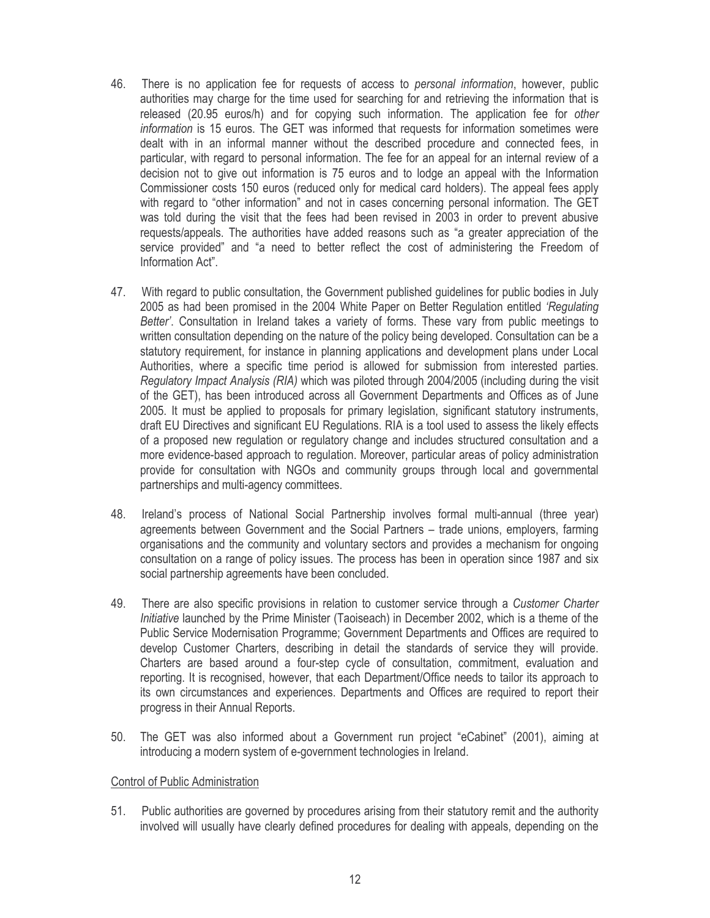46. There is no application fee for requests of access to *personal information*, however, public authorities may charge for the time used for searching for and retrieving the information that is released (20.95 euros/h) and for copying such information. The application fee for *other information* is 15 euros. The GET was informed that requests for information sometimes were dealt with in an informal manner without the described procedure and connected fees, in particular, with regard to personal information. The fee for an appeal for an internal review of a decision not to give out information is 75 euros and to lodge an appeal with the Information Commissioner costs 150 euros (reduced only for medical card holders). The appeal fees apply with regard to "other information" and not in cases concerning personal information. The GET was told during the visit that the fees had been revised in 2003 in order to prevent abusive requests/appeals. The authorities have added reasons such as "a greater appreciation of the service provided" and "a need to better reflect the cost of administering the Freedom of Information Act".

47. With regard to public consultation, the Government published guidelines for public bodies in July 2005 as had been promised in the 2004 White Paper on Better Regulation entitled *'Regulating Better'*. Consultation in Ireland takes a variety of forms. These vary from public meetings to written consultation depending on the nature of the policy being developed. Consultation can be a statutory requirement, for instance in planning applications and development plans under Local Authorities, where a specific time period is allowed for submission from interested parties. *Regulatory Impact Analysis (RIA)* which was piloted through 2004/2005 (including during the visit of the GET), has been introduced across all Government Departments and Offices as of June 2005. It must be applied to proposals for primary legislation, significant statutory instruments, draft EU Directives and significant EU Regulations. RIA is a tool used to assess the likely effects of a proposed new regulation or regulatory change and includes structured consultation and a more evidence-based approach to regulation. Moreover, particular areas of policy administration provide for consultation with NGOs and community groups through local and governmental partnerships and multi-agency committees.

48. Ireland's process of National Social Partnership involves formal multi-annual (three year) agreements between Government and the Social Partners – trade unions, employers, farming organisations and the community and voluntary sectors and provides a mechanism for ongoing consultation on a range of policy issues. The process has been in operation since 1987 and six social partnership agreements have been concluded.

49. There are also specific provisions in relation to customer service through a *Customer Charter Initiative* launched by the Prime Minister (Taoiseach) in December 2002, which is a theme of the Public Service Modernisation Programme; Government Departments and Offices are required to develop Customer Charters, describing in detail the standards of service they will provide. Charters are based around a four-step cycle of consultation, commitment, evaluation and reporting. It is recognised, however, that each Department/Office needs to tailor its approach to its own circumstances and experiences. Departments and Offices are required to report their progress in their Annual Reports.

50. The GET was also informed about a Government run project "eCabinet" (2001), aiming at introducing a modern system of e-government technologies in Ireland.

Control of Public Administration

51. Public authorities are governed by procedures arising from their statutory remit and the authority involved will usually have clearly defined procedures for dealing with appeals, depending on the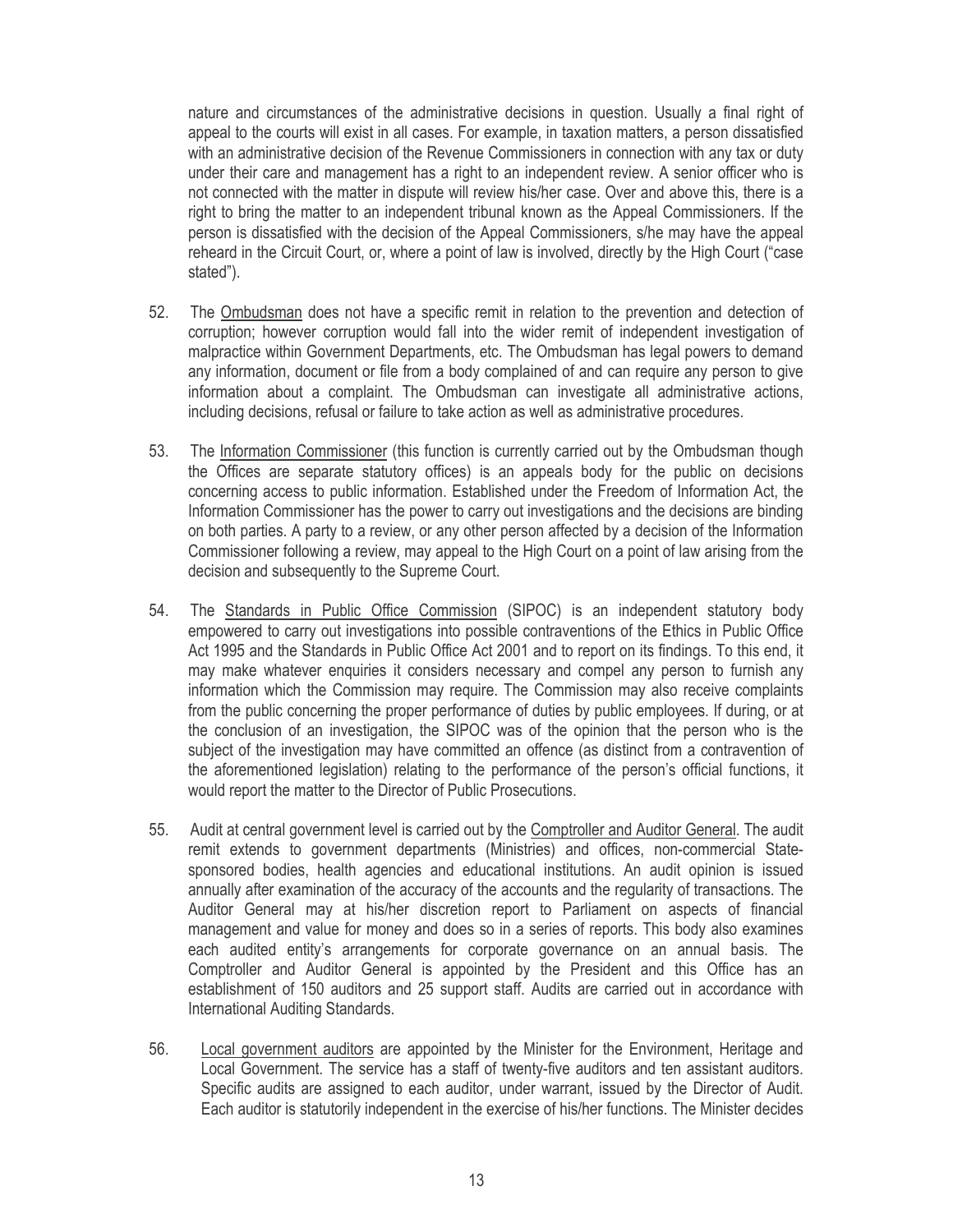nature and circumstances of the administrative decisions in question. Usually a final right of appeal to the courts will exist in all cases. For example, in taxation matters, a person dissatisfied with an administrative decision of the Revenue Commissioners in connection with any tax or duty under their care and management has a right to an independent review. A senior officer who is not connected with the matter in dispute will review his/her case. Over and above this, there is a right to bring the matter to an independent tribunal known as the Appeal Commissioners. If the person is dissatisfied with the decision of the Appeal Commissioners, s/he may have the appeal reheard in the Circuit Court, or, where a point of law is involved, directly by the High Court ("case stated").

52. The Ombudsman does not have a specific remit in relation to the prevention and detection of corruption; however corruption would fall into the wider remit of independent investigation of malpractice within Government Departments, etc. The Ombudsman has legal powers to demand any information, document or file from a body complained of and can require any person to give information about a complaint. The Ombudsman can investigate all administrative actions, including decisions, refusal or failure to take action as well as administrative procedures.

53. The Information Commissioner (this function is currently carried out by the Ombudsman though the Offices are separate statutory offices) is an appeals body for the public on decisions concerning access to public information. Established under the Freedom of Information Act, the Information Commissioner has the power to carry out investigations and the decisions are binding on both parties. A party to a review, or any other person affected by a decision of the Information Commissioner following a review, may appeal to the High Court on a point of law arising from the decision and subsequently to the Supreme Court.

54. The Standards in Public Office Commission (SIPOC) is an independent statutory body empowered to carry out investigations into possible contraventions of the Ethics in Public Office Act 1995 and the Standards in Public Office Act 2001 and to report on its findings. To this end, it may make whatever enquiries it considers necessary and compel any person to furnish any information which the Commission may require. The Commission may also receive complaints from the public concerning the proper performance of duties by public employees. If during, or at the conclusion of an investigation, the SIPOC was of the opinion that the person who is the subject of the investigation may have committed an offence (as distinct from a contravention of the aforementioned legislation) relating to the performance of the person's official functions, it would report the matter to the Director of Public Prosecutions.

55. Audit at central government level is carried out by the Comptroller and Auditor General. The audit remit extends to government departments (Ministries) and offices, non-commercial State-sponsored bodies, health agencies and educational institutions. An audit opinion is issued annually after examination of the accuracy of the accounts and the regularity of transactions. The Auditor General may at his/her discretion report to Parliament on aspects of financial management and value for money and does so in a series of reports. This body also examines each audited entity's arrangements for corporate governance on an annual basis. The Comptroller and Auditor General is appointed by the President and this Office has an establishment of 150 auditors and 25 support staff. Audits are carried out in accordance with International Auditing Standards.

56. Local government auditors are appointed by the Minister for the Environment, Heritage and Local Government. The service has a staff of twenty-five auditors and ten assistant auditors. Specific audits are assigned to each auditor, under warrant, issued by the Director of Audit. Each auditor is statutorily independent in the exercise of his/her functions. The Minister decides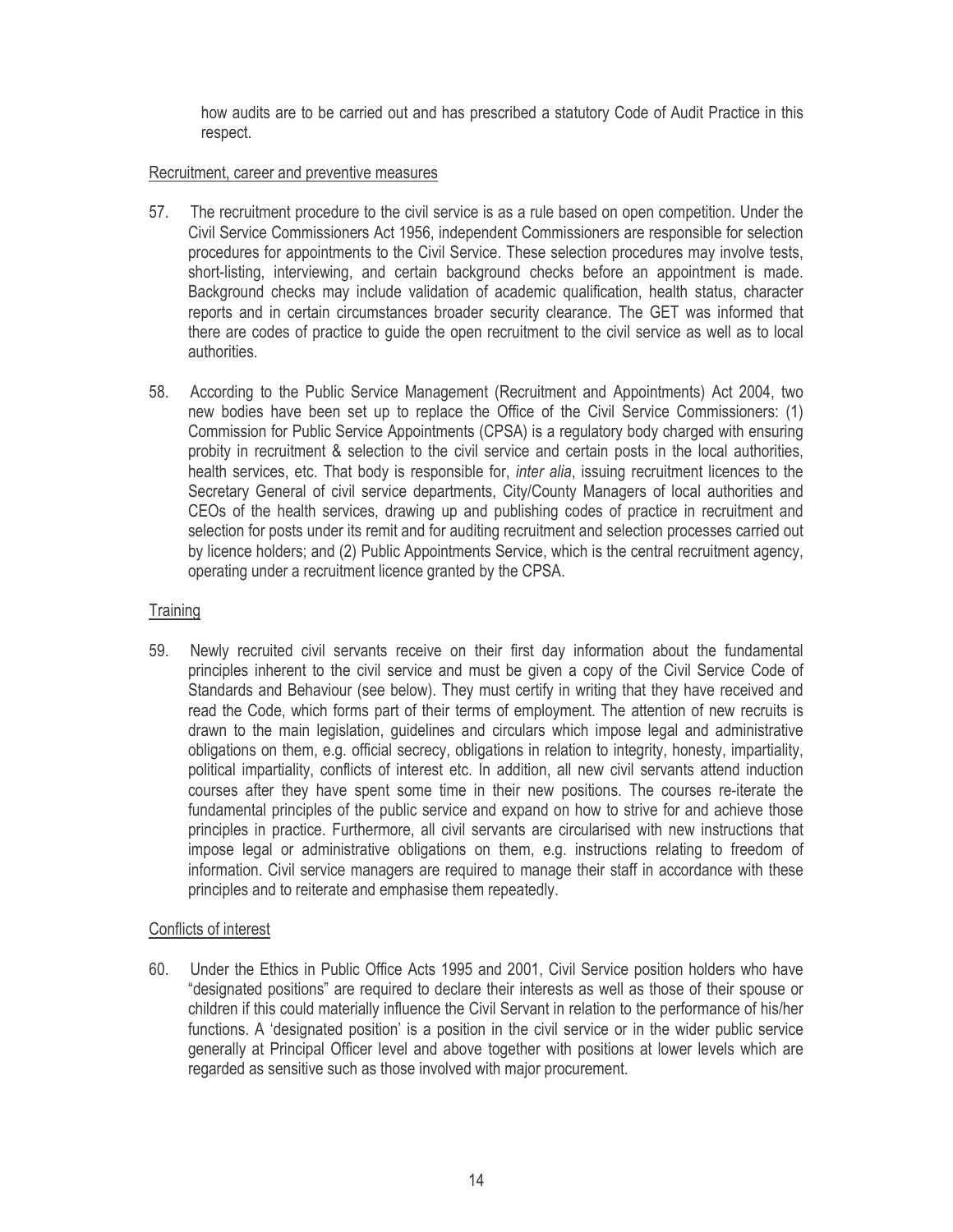how audits are to be carried out and has prescribed a statutory Code of Audit Practice in this respect.

Recruitment, career and preventive measures

57. The recruitment procedure to the civil service is as a rule based on open competition. Under the Civil Service Commissioners Act 1956, independent Commissioners are responsible for selection procedures for appointments to the Civil Service. These selection procedures may involve tests, short-listing, interviewing, and certain background checks before an appointment is made. Background checks may include validation of academic qualification, health status, character reports and in certain circumstances broader security clearance. The GET was informed that there are codes of practice to guide the open recruitment to the civil service as well as to local authorities.

58. According to the Public Service Management (Recruitment and Appointments) Act 2004, two new bodies have been set up to replace the Office of the Civil Service Commissioners: (1) Commission for Public Service Appointments (CPSA) is a regulatory body charged with ensuring probity in recruitment & selection to the civil service and certain posts in the local authorities, health services, etc. That body is responsible for, *inter alia*, issuing recruitment licences to the Secretary General of civil service departments, City/County Managers of local authorities and CEOs of the health services, drawing up and publishing codes of practice in recruitment and selection for posts under its remit and for auditing recruitment and selection processes carried out by licence holders; and (2) Public Appointments Service, which is the central recruitment agency, operating under a recruitment licence granted by the CPSA.

Training

59. Newly recruited civil servants receive on their first day information about the fundamental principles inherent to the civil service and must be given a copy of the Civil Service Code of Standards and Behaviour (see below). They must certify in writing that they have received and read the Code, which forms part of their terms of employment. The attention of new recruits is drawn to the main legislation, guidelines and circulars which impose legal and administrative obligations on them, e.g. official secrecy, obligations in relation to integrity, honesty, impartiality, political impartiality, conflicts of interest etc. In addition, all new civil servants attend induction courses after they have spent some time in their new positions. The courses re-iterate the fundamental principles of the public service and expand on how to strive for and achieve those principles in practice. Furthermore, all civil servants are circularised with new instructions that impose legal or administrative obligations on them, e.g. instructions relating to freedom of information. Civil service managers are required to manage their staff in accordance with these principles and to reiterate and emphasise them repeatedly.

Conflicts of interest

60. Under the Ethics in Public Office Acts 1995 and 2001, Civil Service position holders who have "designated positions" are required to declare their interests as well as those of their spouse or children if this could materially influence the Civil Servant in relation to the performance of his/her functions. A 'designated position' is a position in the civil service or in the wider public service generally at Principal Officer level and above together with positions at lower levels which are regarded as sensitive such as those involved with major procurement.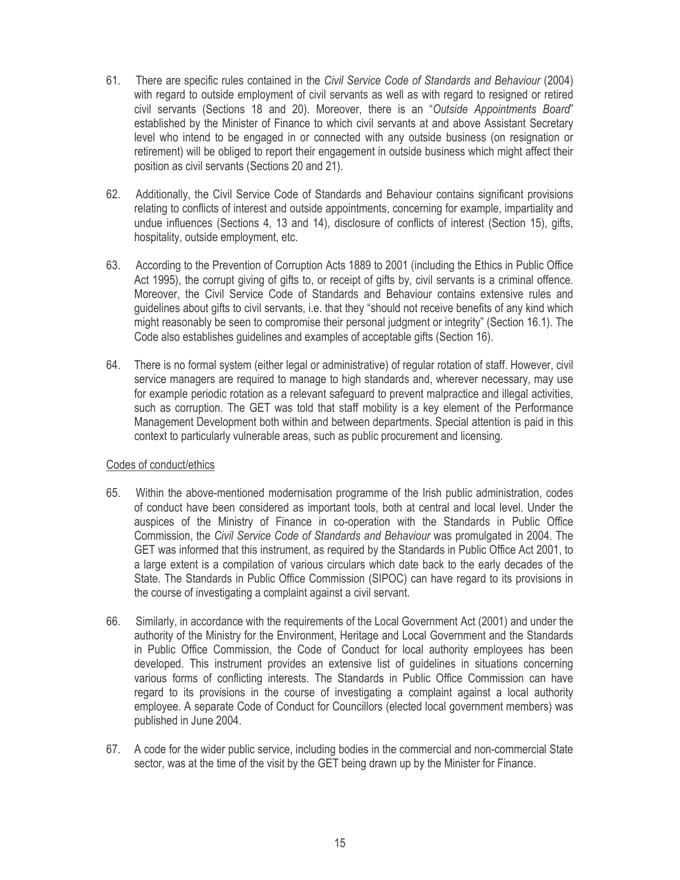61. There are specific rules contained in the *Civil Service Code of Standards and Behaviour* (2004) with regard to outside employment of civil servants as well as with regard to resigned or retired civil servants (Sections 18 and 20). Moreover, there is an "*Outside Appointments Board*" established by the Minister of Finance to which civil servants at and above Assistant Secretary level who intend to be engaged in or connected with any outside business (on resignation or retirement) will be obliged to report their engagement in outside business which might affect their position as civil servants (Sections 20 and 21).

62. Additionally, the Civil Service Code of Standards and Behaviour contains significant provisions relating to conflicts of interest and outside appointments, concerning for example, impartiality and undue influences (Sections 4, 13 and 14), disclosure of conflicts of interest (Section 15), gifts, hospitality, outside employment, etc.

63. According to the Prevention of Corruption Acts 1889 to 2001 (including the Ethics in Public Office Act 1995), the corrupt giving of gifts to, or receipt of gifts by, civil servants is a criminal offence. Moreover, the Civil Service Code of Standards and Behaviour contains extensive rules and guidelines about gifts to civil servants, i.e. that they "should not receive benefits of any kind which might reasonably be seen to compromise their personal judgment or integrity" (Section 16.1). The Code also establishes guidelines and examples of acceptable gifts (Section 16).

64. There is no formal system (either legal or administrative) of regular rotation of staff. However, civil service managers are required to manage to high standards and, wherever necessary, may use for example periodic rotation as a relevant safeguard to prevent malpractice and illegal activities, such as corruption. The GET was told that staff mobility is a key element of the Performance Management Development both within and between departments. Special attention is paid in this context to particularly vulnerable areas, such as public procurement and licensing.

Codes of conduct/ethics

65. Within the above-mentioned modernisation programme of the Irish public administration, codes of conduct have been considered as important tools, both at central and local level. Under the auspices of the Ministry of Finance in co-operation with the Standards in Public Office Commission, the *Civil Service Code of Standards and Behaviour* was promulgated in 2004. The GET was informed that this instrument, as required by the Standards in Public Office Act 2001, to a large extent is a compilation of various circulars which date back to the early decades of the State. The Standards in Public Office Commission (SIPOC) can have regard to its provisions in the course of investigating a complaint against a civil servant.

66. Similarly, in accordance with the requirements of the Local Government Act (2001) and under the authority of the Ministry for the Environment, Heritage and Local Government and the Standards in Public Office Commission, the Code of Conduct for local authority employees has been developed. This instrument provides an extensive list of guidelines in situations concerning various forms of conflicting interests. The Standards in Public Office Commission can have regard to its provisions in the course of investigating a complaint against a local authority employee. A separate Code of Conduct for Councillors (elected local government members) was published in June 2004.

67. A code for the wider public service, including bodies in the commercial and non-commercial State sector, was at the time of the visit by the GET being drawn up by the Minister for Finance.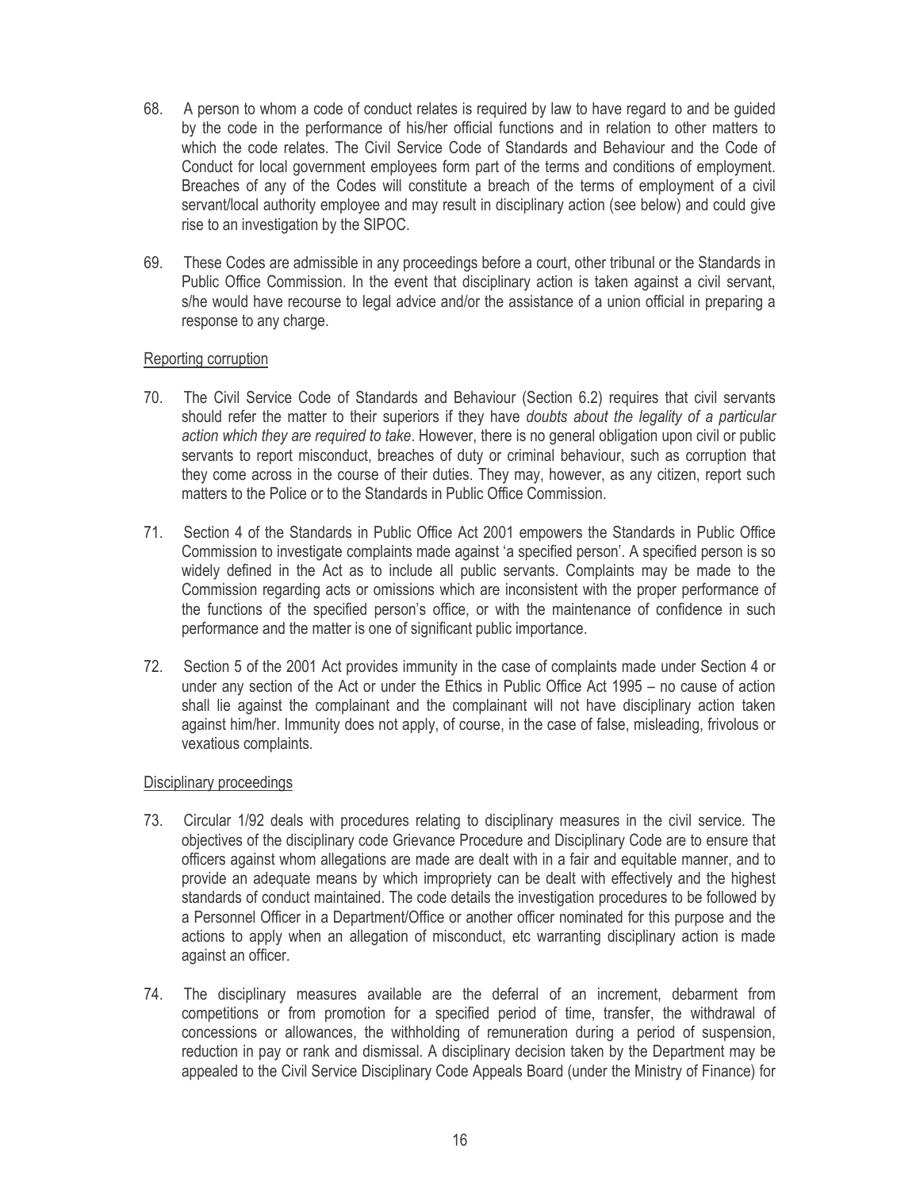68. A person to whom a code of conduct relates is required by law to have regard to and be guided by the code in the performance of his/her official functions and in relation to other matters to which the code relates. The Civil Service Code of Standards and Behaviour and the Code of Conduct for local government employees form part of the terms and conditions of employment. Breaches of any of the Codes will constitute a breach of the terms of employment of a civil servant/local authority employee and may result in disciplinary action (see below) and could give rise to an investigation by the SIPOC.

69. These Codes are admissible in any proceedings before a court, other tribunal or the Standards in Public Office Commission. In the event that disciplinary action is taken against a civil servant, s/he would have recourse to legal advice and/or the assistance of a union official in preparing a response to any charge.

<u>Reporting corruption</u>

70. The Civil Service Code of Standards and Behaviour (Section 6.2) requires that civil servants should refer the matter to their superiors if they have *doubts about the legality of a particular action which they are required to take*. However, there is no general obligation upon civil or public servants to report misconduct, breaches of duty or criminal behaviour, such as corruption that they come across in the course of their duties. They may, however, as any citizen, report such matters to the Police or to the Standards in Public Office Commission.

71. Section 4 of the Standards in Public Office Act 2001 empowers the Standards in Public Office Commission to investigate complaints made against 'a specified person'. A specified person is so widely defined in the Act as to include all public servants. Complaints may be made to the Commission regarding acts or omissions which are inconsistent with the proper performance of the functions of the specified person's office, or with the maintenance of confidence in such performance and the matter is one of significant public importance.

72. Section 5 of the 2001 Act provides immunity in the case of complaints made under Section 4 or under any section of the Act or under the Ethics in Public Office Act 1995 – no cause of action shall lie against the complainant and the complainant will not have disciplinary action taken against him/her. Immunity does not apply, of course, in the case of false, misleading, frivolous or vexatious complaints.

<u>Disciplinary proceedings</u>

73. Circular 1/92 deals with procedures relating to disciplinary measures in the civil service. The objectives of the disciplinary code Grievance Procedure and Disciplinary Code are to ensure that officers against whom allegations are made are dealt with in a fair and equitable manner, and to provide an adequate means by which impropriety can be dealt with effectively and the highest standards of conduct maintained. The code details the investigation procedures to be followed by a Personnel Officer in a Department/Office or another officer nominated for this purpose and the actions to apply when an allegation of misconduct, etc warranting disciplinary action is made against an officer.

74. The disciplinary measures available are the deferral of an increment, debarment from competitions or from promotion for a specified period of time, transfer, the withdrawal of concessions or allowances, the withholding of remuneration during a period of suspension, reduction in pay or rank and dismissal. A disciplinary decision taken by the Department may be appealed to the Civil Service Disciplinary Code Appeals Board (under the Ministry of Finance) for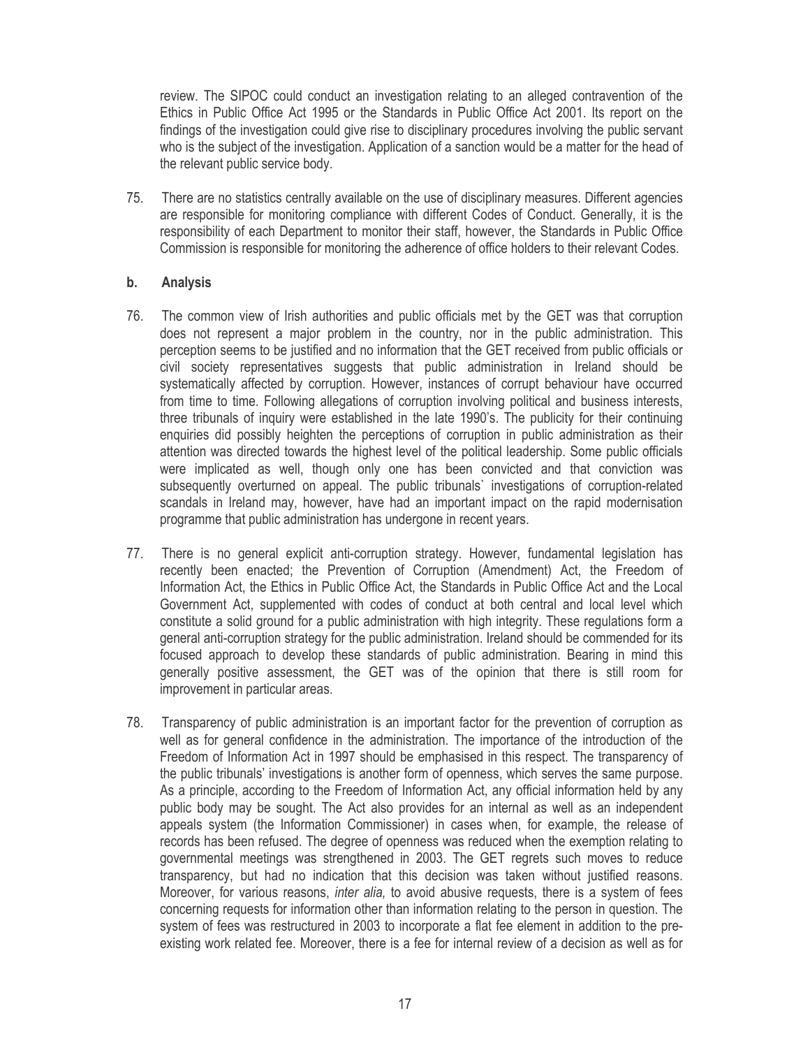review. The SIPOC could conduct an investigation relating to an alleged contravention of the Ethics in Public Office Act 1995 or the Standards in Public Office Act 2001. Its report on the findings of the investigation could give rise to disciplinary procedures involving the public servant who is the subject of the investigation. Application of a sanction would be a matter for the head of the relevant public service body.

75. There are no statistics centrally available on the use of disciplinary measures. Different agencies are responsible for monitoring compliance with different Codes of Conduct. Generally, it is the responsibility of each Department to monitor their staff, however, the Standards in Public Office Commission is responsible for monitoring the adherence of office holders to their relevant Codes.

**b. Analysis**

76. The common view of Irish authorities and public officials met by the GET was that corruption does not represent a major problem in the country, nor in the public administration. This perception seems to be justified and no information that the GET received from public officials or civil society representatives suggests that public administration in Ireland should be systematically affected by corruption. However, instances of corrupt behaviour have occurred from time to time. Following allegations of corruption involving political and business interests, three tribunals of inquiry were established in the late 1990's. The publicity for their continuing enquiries did possibly heighten the perceptions of corruption in public administration as their attention was directed towards the highest level of the political leadership. Some public officials were implicated as well, though only one has been convicted and that conviction was subsequently overturned on appeal. The public tribunals` investigations of corruption-related scandals in Ireland may, however, have had an important impact on the rapid modernisation programme that public administration has undergone in recent years.

77. There is no general explicit anti-corruption strategy. However, fundamental legislation has recently been enacted; the Prevention of Corruption (Amendment) Act, the Freedom of Information Act, the Ethics in Public Office Act, the Standards in Public Office Act and the Local Government Act, supplemented with codes of conduct at both central and local level which constitute a solid ground for a public administration with high integrity. These regulations form a general anti-corruption strategy for the public administration. Ireland should be commended for its focused approach to develop these standards of public administration. Bearing in mind this generally positive assessment, the GET was of the opinion that there is still room for improvement in particular areas.

78. Transparency of public administration is an important factor for the prevention of corruption as well as for general confidence in the administration. The importance of the introduction of the Freedom of Information Act in 1997 should be emphasised in this respect. The transparency of the public tribunals' investigations is another form of openness, which serves the same purpose. As a principle, according to the Freedom of Information Act, any official information held by any public body may be sought. The Act also provides for an internal as well as an independent appeals system (the Information Commissioner) in cases when, for example, the release of records has been refused. The degree of openness was reduced when the exemption relating to governmental meetings was strengthened in 2003. The GET regrets such moves to reduce transparency, but had no indication that this decision was taken without justified reasons. Moreover, for various reasons, *inter alia,* to avoid abusive requests, there is a system of fees concerning requests for information other than information relating to the person in question. The system of fees was restructured in 2003 to incorporate a flat fee element in addition to the pre-existing work related fee. Moreover, there is a fee for internal review of a decision as well as for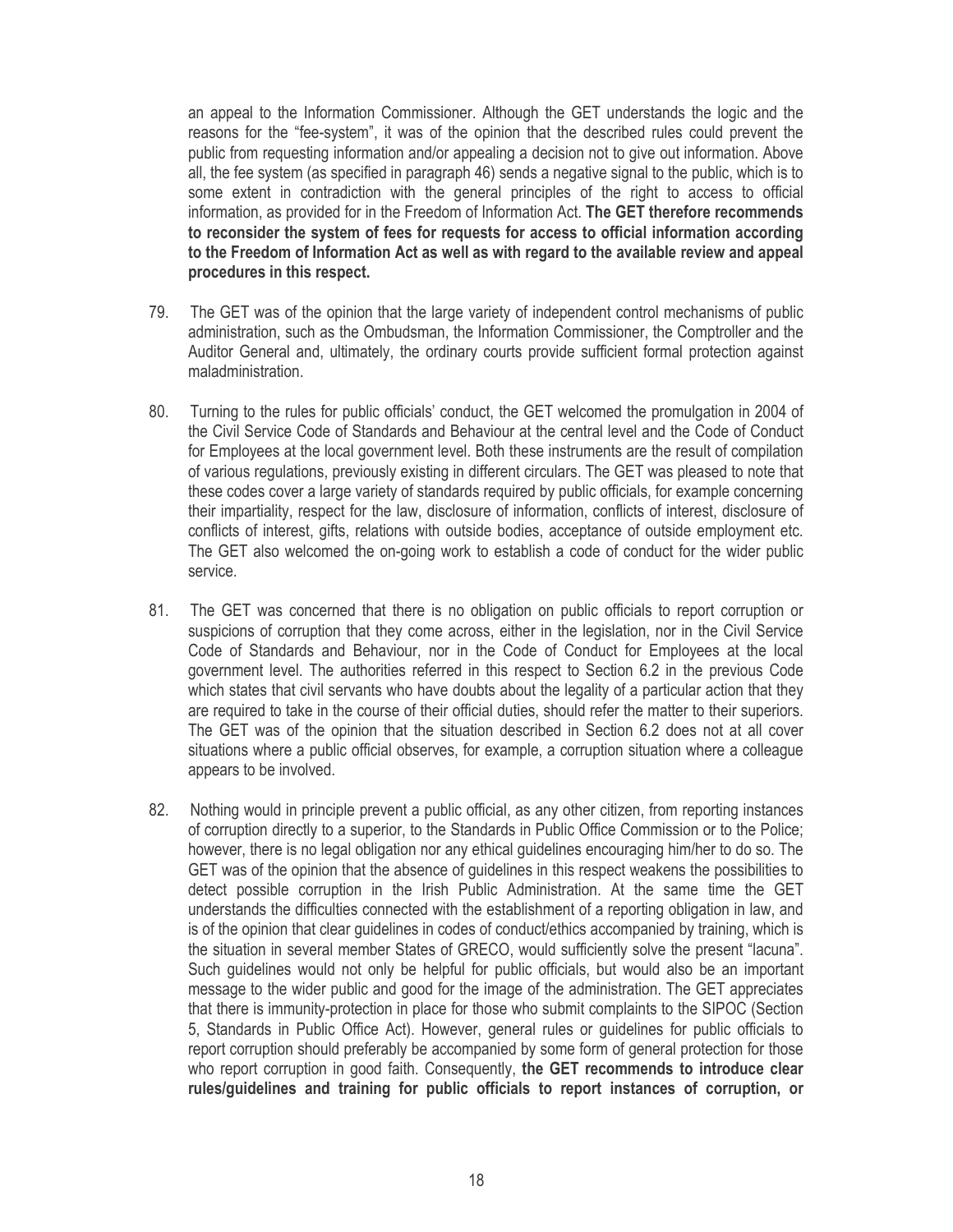an appeal to the Information Commissioner. Although the GET understands the logic and the reasons for the "fee-system", it was of the opinion that the described rules could prevent the public from requesting information and/or appealing a decision not to give out information. Above all, the fee system (as specified in paragraph 46) sends a negative signal to the public, which is to some extent in contradiction with the general principles of the right to access to official information, as provided for in the Freedom of Information Act. **The GET therefore recommends to reconsider the system of fees for requests for access to official information according to the Freedom of Information Act as well as with regard to the available review and appeal procedures in this respect.**

79. The GET was of the opinion that the large variety of independent control mechanisms of public administration, such as the Ombudsman, the Information Commissioner, the Comptroller and the Auditor General and, ultimately, the ordinary courts provide sufficient formal protection against maladministration.

80. Turning to the rules for public officials' conduct, the GET welcomed the promulgation in 2004 of the Civil Service Code of Standards and Behaviour at the central level and the Code of Conduct for Employees at the local government level. Both these instruments are the result of compilation of various regulations, previously existing in different circulars. The GET was pleased to note that these codes cover a large variety of standards required by public officials, for example concerning their impartiality, respect for the law, disclosure of information, conflicts of interest, disclosure of conflicts of interest, gifts, relations with outside bodies, acceptance of outside employment etc. The GET also welcomed the on-going work to establish a code of conduct for the wider public service.

81. The GET was concerned that there is no obligation on public officials to report corruption or suspicions of corruption that they come across, either in the legislation, nor in the Civil Service Code of Standards and Behaviour, nor in the Code of Conduct for Employees at the local government level. The authorities referred in this respect to Section 6.2 in the previous Code which states that civil servants who have doubts about the legality of a particular action that they are required to take in the course of their official duties, should refer the matter to their superiors. The GET was of the opinion that the situation described in Section 6.2 does not at all cover situations where a public official observes, for example, a corruption situation where a colleague appears to be involved.

82. Nothing would in principle prevent a public official, as any other citizen, from reporting instances of corruption directly to a superior, to the Standards in Public Office Commission or to the Police; however, there is no legal obligation nor any ethical guidelines encouraging him/her to do so. The GET was of the opinion that the absence of guidelines in this respect weakens the possibilities to detect possible corruption in the Irish Public Administration. At the same time the GET understands the difficulties connected with the establishment of a reporting obligation in law, and is of the opinion that clear guidelines in codes of conduct/ethics accompanied by training, which is the situation in several member States of GRECO, would sufficiently solve the present "lacuna". Such guidelines would not only be helpful for public officials, but would also be an important message to the wider public and good for the image of the administration. The GET appreciates that there is immunity-protection in place for those who submit complaints to the SIPOC (Section 5, Standards in Public Office Act). However, general rules or guidelines for public officials to report corruption should preferably be accompanied by some form of general protection for those who report corruption in good faith. Consequently, **the GET recommends to introduce clear rules/guidelines and training for public officials to report instances of corruption, or**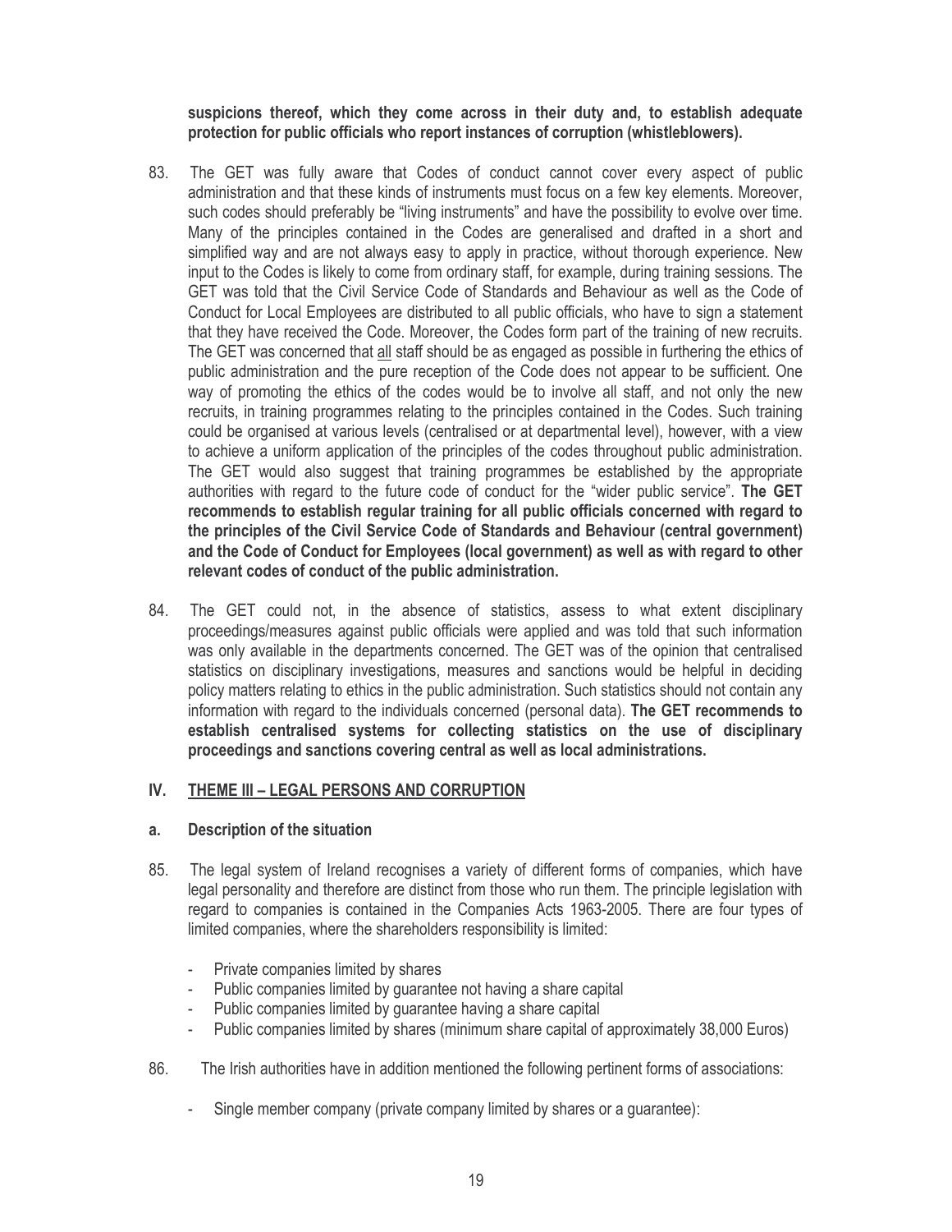**suspicions thereof, which they come across in their duty and, to establish adequate protection for public officials who report instances of corruption (whistleblowers).**

83. The GET was fully aware that Codes of conduct cannot cover every aspect of public administration and that these kinds of instruments must focus on a few key elements. Moreover, such codes should preferably be "living instruments" and have the possibility to evolve over time. Many of the principles contained in the Codes are generalised and drafted in a short and simplified way and are not always easy to apply in practice, without thorough experience. New input to the Codes is likely to come from ordinary staff, for example, during training sessions. The GET was told that the Civil Service Code of Standards and Behaviour as well as the Code of Conduct for Local Employees are distributed to all public officials, who have to sign a statement that they have received the Code. Moreover, the Codes form part of the training of new recruits. The GET was concerned that <u>all</u> staff should be as engaged as possible in furthering the ethics of public administration and the pure reception of the Code does not appear to be sufficient. One way of promoting the ethics of the codes would be to involve all staff, and not only the new recruits, in training programmes relating to the principles contained in the Codes. Such training could be organised at various levels (centralised or at departmental level), however, with a view to achieve a uniform application of the principles of the codes throughout public administration. The GET would also suggest that training programmes be established by the appropriate authorities with regard to the future code of conduct for the "wider public service". **The GET recommends to establish regular training for all public officials concerned with regard to the principles of the Civil Service Code of Standards and Behaviour (central government) and the Code of Conduct for Employees (local government) as well as with regard to other relevant codes of conduct of the public administration.**

84. The GET could not, in the absence of statistics, assess to what extent disciplinary proceedings/measures against public officials were applied and was told that such information was only available in the departments concerned. The GET was of the opinion that centralised statistics on disciplinary investigations, measures and sanctions would be helpful in deciding policy matters relating to ethics in the public administration. Such statistics should not contain any information with regard to the individuals concerned (personal data). **The GET recommends to establish centralised systems for collecting statistics on the use of disciplinary proceedings and sanctions covering central as well as local administrations.**

## IV. THEME III – LEGAL PERSONS AND CORRUPTION

### a. Description of the situation

85. The legal system of Ireland recognises a variety of different forms of companies, which have legal personality and therefore are distinct from those who run them. The principle legislation with regard to companies is contained in the Companies Acts 1963-2005. There are four types of limited companies, where the shareholders responsibility is limited:

- Private companies limited by shares
- Public companies limited by guarantee not having a share capital
- Public companies limited by guarantee having a share capital
- Public companies limited by shares (minimum share capital of approximately 38,000 Euros)

86. The Irish authorities have in addition mentioned the following pertinent forms of associations:

- Single member company (private company limited by shares or a guarantee):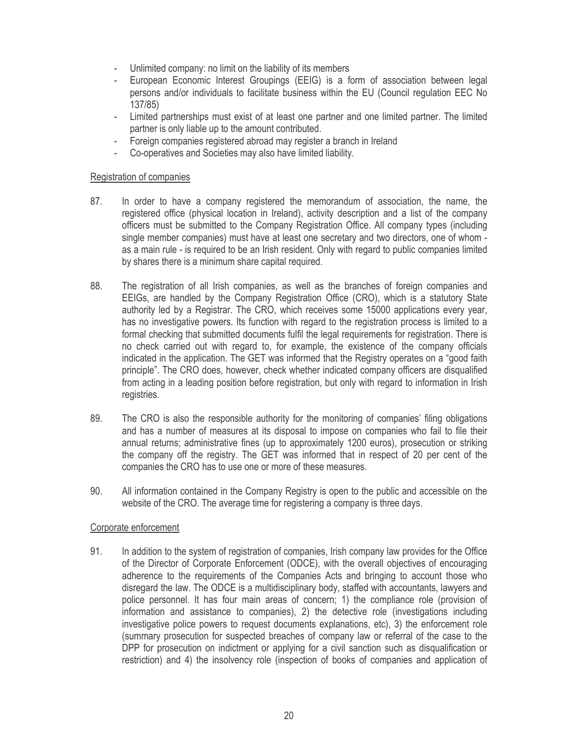- Unlimited company: no limit on the liability of its members
- European Economic Interest Groupings (EEIG) is a form of association between legal persons and/or individuals to facilitate business within the EU (Council regulation EEC No 137/85)
- Limited partnerships must exist of at least one partner and one limited partner. The limited partner is only liable up to the amount contributed.
- Foreign companies registered abroad may register a branch in Ireland
- Co-operatives and Societies may also have limited liability.

Registration of companies

87. In order to have a company registered the memorandum of association, the name, the registered office (physical location in Ireland), activity description and a list of the company officers must be submitted to the Company Registration Office. All company types (including single member companies) must have at least one secretary and two directors, one of whom - as a main rule - is required to be an Irish resident. Only with regard to public companies limited by shares there is a minimum share capital required.

88. The registration of all Irish companies, as well as the branches of foreign companies and EEIGs, are handled by the Company Registration Office (CRO), which is a statutory State authority led by a Registrar. The CRO, which receives some 15000 applications every year, has no investigative powers. Its function with regard to the registration process is limited to a formal checking that submitted documents fulfil the legal requirements for registration. There is no check carried out with regard to, for example, the existence of the company officials indicated in the application. The GET was informed that the Registry operates on a "good faith principle". The CRO does, however, check whether indicated company officers are disqualified from acting in a leading position before registration, but only with regard to information in Irish registries.

89. The CRO is also the responsible authority for the monitoring of companies' filing obligations and has a number of measures at its disposal to impose on companies who fail to file their annual returns; administrative fines (up to approximately 1200 euros), prosecution or striking the company off the registry. The GET was informed that in respect of 20 per cent of the companies the CRO has to use one or more of these measures.

90. All information contained in the Company Registry is open to the public and accessible on the website of the CRO. The average time for registering a company is three days.

Corporate enforcement

91. In addition to the system of registration of companies, Irish company law provides for the Office of the Director of Corporate Enforcement (ODCE), with the overall objectives of encouraging adherence to the requirements of the Companies Acts and bringing to account those who disregard the law. The ODCE is a multidisciplinary body, staffed with accountants, lawyers and police personnel. It has four main areas of concern; 1) the compliance role (provision of information and assistance to companies), 2) the detective role (investigations including investigative police powers to request documents explanations, etc), 3) the enforcement role (summary prosecution for suspected breaches of company law or referral of the case to the DPP for prosecution on indictment or applying for a civil sanction such as disqualification or restriction) and 4) the insolvency role (inspection of books of companies and application of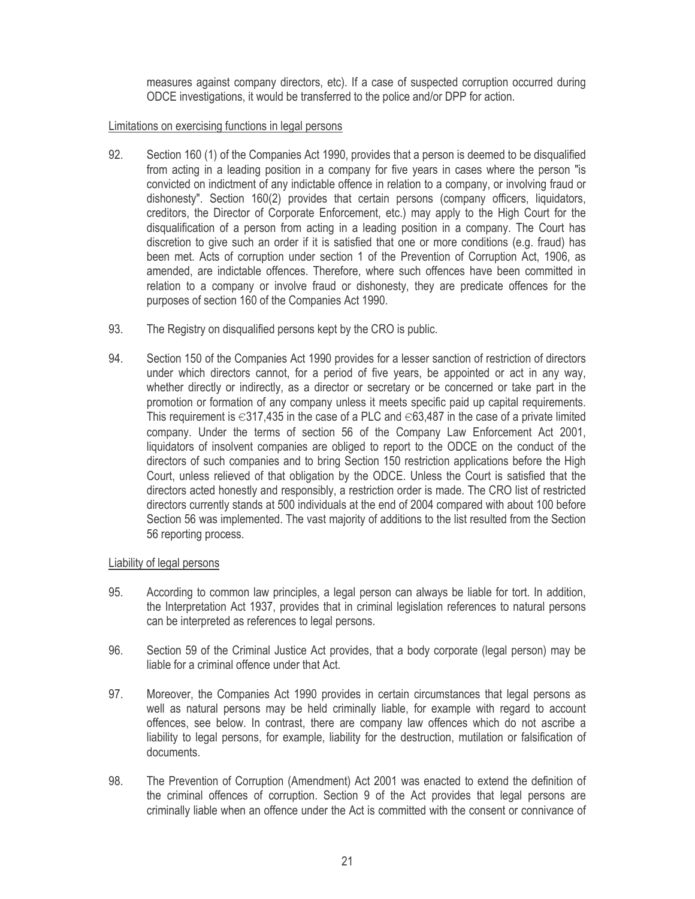measures against company directors, etc). If a case of suspected corruption occurred during ODCE investigations, it would be transferred to the police and/or DPP for action.

Limitations on exercising functions in legal persons

92. Section 160 (1) of the Companies Act 1990, provides that a person is deemed to be disqualified from acting in a leading position in a company for five years in cases where the person "is convicted on indictment of any indictable offence in relation to a company, or involving fraud or dishonesty". Section 160(2) provides that certain persons (company officers, liquidators, creditors, the Director of Corporate Enforcement, etc.) may apply to the High Court for the disqualification of a person from acting in a leading position in a company. The Court has discretion to give such an order if it is satisfied that one or more conditions (e.g. fraud) has been met. Acts of corruption under section 1 of the Prevention of Corruption Act, 1906, as amended, are indictable offences. Therefore, where such offences have been committed in relation to a company or involve fraud or dishonesty, they are predicate offences for the purposes of section 160 of the Companies Act 1990.

93. The Registry on disqualified persons kept by the CRO is public.

94. Section 150 of the Companies Act 1990 provides for a lesser sanction of restriction of directors under which directors cannot, for a period of five years, be appointed or act in any way, whether directly or indirectly, as a director or secretary or be concerned or take part in the promotion or formation of any company unless it meets specific paid up capital requirements. This requirement is €317,435 in the case of a PLC and €63,487 in the case of a private limited company. Under the terms of section 56 of the Company Law Enforcement Act 2001, liquidators of insolvent companies are obliged to report to the ODCE on the conduct of the directors of such companies and to bring Section 150 restriction applications before the High Court, unless relieved of that obligation by the ODCE. Unless the Court is satisfied that the directors acted honestly and responsibly, a restriction order is made. The CRO list of restricted directors currently stands at 500 individuals at the end of 2004 compared with about 100 before Section 56 was implemented. The vast majority of additions to the list resulted from the Section 56 reporting process.

Liability of legal persons

95. According to common law principles, a legal person can always be liable for tort. In addition, the Interpretation Act 1937, provides that in criminal legislation references to natural persons can be interpreted as references to legal persons.

96. Section 59 of the Criminal Justice Act provides, that a body corporate (legal person) may be liable for a criminal offence under that Act.

97. Moreover, the Companies Act 1990 provides in certain circumstances that legal persons as well as natural persons may be held criminally liable, for example with regard to account offences, see below. In contrast, there are company law offences which do not ascribe a liability to legal persons, for example, liability for the destruction, mutilation or falsification of documents.

98. The Prevention of Corruption (Amendment) Act 2001 was enacted to extend the definition of the criminal offences of corruption. Section 9 of the Act provides that legal persons are criminally liable when an offence under the Act is committed with the consent or connivance of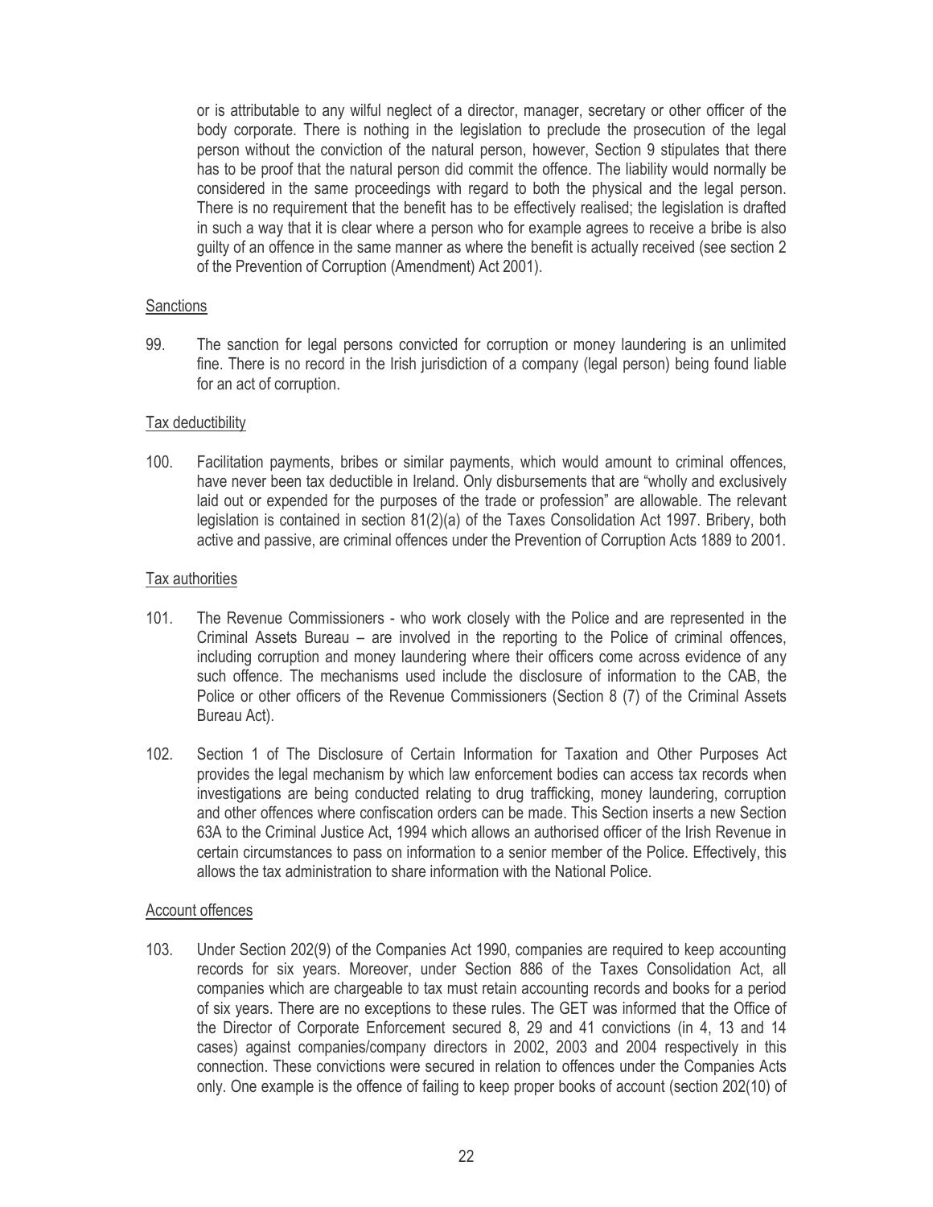or is attributable to any wilful neglect of a director, manager, secretary or other officer of the body corporate. There is nothing in the legislation to preclude the prosecution of the legal person without the conviction of the natural person, however, Section 9 stipulates that there has to be proof that the natural person did commit the offence. The liability would normally be considered in the same proceedings with regard to both the physical and the legal person. There is no requirement that the benefit has to be effectively realised; the legislation is drafted in such a way that it is clear where a person who for example agrees to receive a bribe is also guilty of an offence in the same manner as where the benefit is actually received (see section 2 of the Prevention of Corruption (Amendment) Act 2001).

Sanctions

99. The sanction for legal persons convicted for corruption or money laundering is an unlimited fine. There is no record in the Irish jurisdiction of a company (legal person) being found liable for an act of corruption.

Tax deductibility

100. Facilitation payments, bribes or similar payments, which would amount to criminal offences, have never been tax deductible in Ireland. Only disbursements that are "wholly and exclusively laid out or expended for the purposes of the trade or profession" are allowable. The relevant legislation is contained in section 81(2)(a) of the Taxes Consolidation Act 1997. Bribery, both active and passive, are criminal offences under the Prevention of Corruption Acts 1889 to 2001.

Tax authorities

101. The Revenue Commissioners - who work closely with the Police and are represented in the Criminal Assets Bureau – are involved in the reporting to the Police of criminal offences, including corruption and money laundering where their officers come across evidence of any such offence. The mechanisms used include the disclosure of information to the CAB, the Police or other officers of the Revenue Commissioners (Section 8 (7) of the Criminal Assets Bureau Act).

102. Section 1 of The Disclosure of Certain Information for Taxation and Other Purposes Act provides the legal mechanism by which law enforcement bodies can access tax records when investigations are being conducted relating to drug trafficking, money laundering, corruption and other offences where confiscation orders can be made. This Section inserts a new Section 63A to the Criminal Justice Act, 1994 which allows an authorised officer of the Irish Revenue in certain circumstances to pass on information to a senior member of the Police. Effectively, this allows the tax administration to share information with the National Police.

Account offences

103. Under Section 202(9) of the Companies Act 1990, companies are required to keep accounting records for six years. Moreover, under Section 886 of the Taxes Consolidation Act, all companies which are chargeable to tax must retain accounting records and books for a period of six years. There are no exceptions to these rules. The GET was informed that the Office of the Director of Corporate Enforcement secured 8, 29 and 41 convictions (in 4, 13 and 14 cases) against companies/company directors in 2002, 2003 and 2004 respectively in this connection. These convictions were secured in relation to offences under the Companies Acts only. One example is the offence of failing to keep proper books of account (section 202(10) of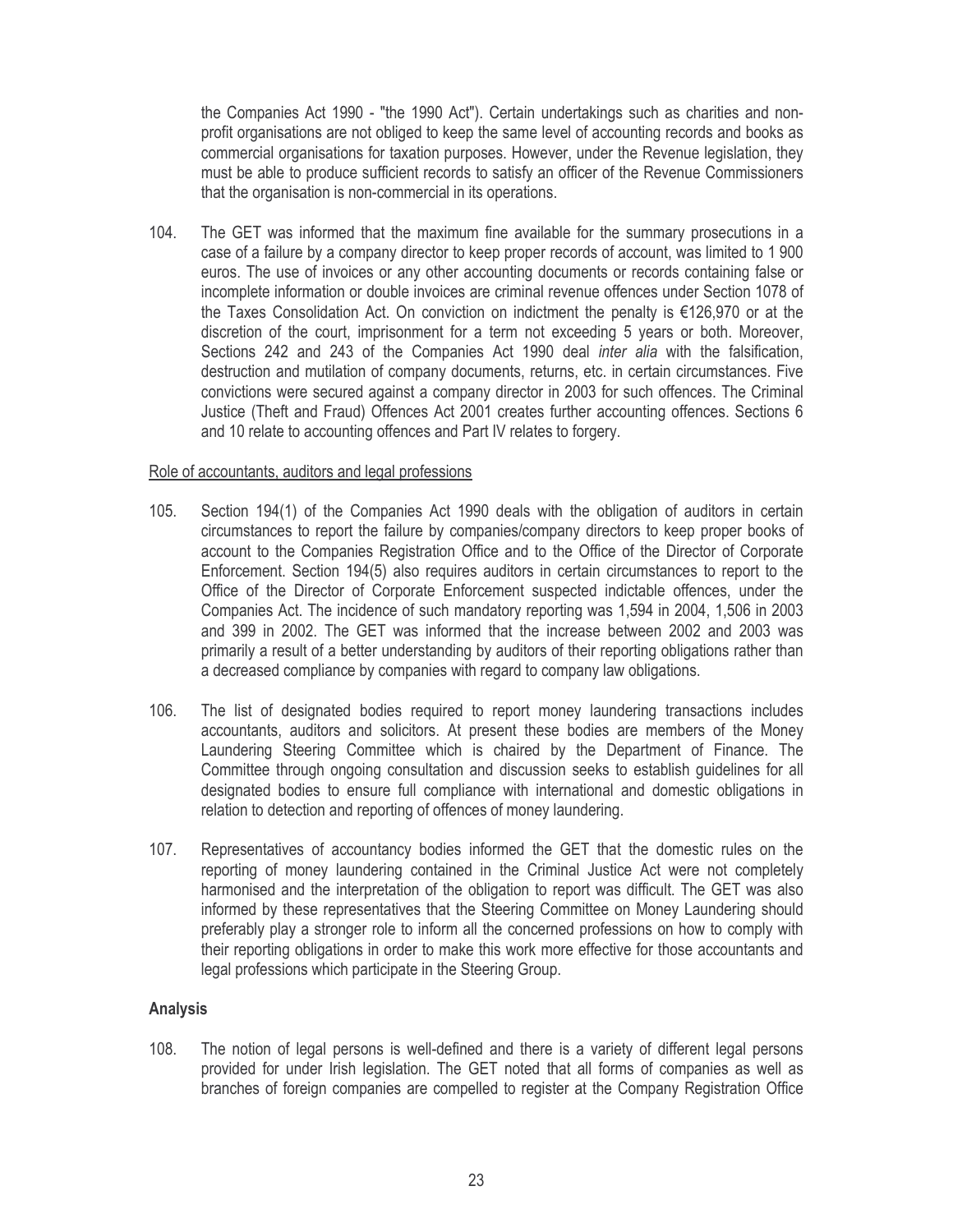the Companies Act 1990 - "the 1990 Act"). Certain undertakings such as charities and non-profit organisations are not obliged to keep the same level of accounting records and books as commercial organisations for taxation purposes. However, under the Revenue legislation, they must be able to produce sufficient records to satisfy an officer of the Revenue Commissioners that the organisation is non-commercial in its operations.

104. The GET was informed that the maximum fine available for the summary prosecutions in a case of a failure by a company director to keep proper records of account, was limited to 1 900 euros. The use of invoices or any other accounting documents or records containing false or incomplete information or double invoices are criminal revenue offences under Section 1078 of the Taxes Consolidation Act. On conviction on indictment the penalty is €126,970 or at the discretion of the court, imprisonment for a term not exceeding 5 years or both. Moreover, Sections 242 and 243 of the Companies Act 1990 deal *inter alia* with the falsification, destruction and mutilation of company documents, returns, etc. in certain circumstances. Five convictions were secured against a company director in 2003 for such offences. The Criminal Justice (Theft and Fraud) Offences Act 2001 creates further accounting offences. Sections 6 and 10 relate to accounting offences and Part IV relates to forgery.

Role of accountants, auditors and legal professions

105. Section 194(1) of the Companies Act 1990 deals with the obligation of auditors in certain circumstances to report the failure by companies/company directors to keep proper books of account to the Companies Registration Office and to the Office of the Director of Corporate Enforcement. Section 194(5) also requires auditors in certain circumstances to report to the Office of the Director of Corporate Enforcement suspected indictable offences, under the Companies Act. The incidence of such mandatory reporting was 1,594 in 2004, 1,506 in 2003 and 399 in 2002. The GET was informed that the increase between 2002 and 2003 was primarily a result of a better understanding by auditors of their reporting obligations rather than a decreased compliance by companies with regard to company law obligations.

106. The list of designated bodies required to report money laundering transactions includes accountants, auditors and solicitors. At present these bodies are members of the Money Laundering Steering Committee which is chaired by the Department of Finance. The Committee through ongoing consultation and discussion seeks to establish guidelines for all designated bodies to ensure full compliance with international and domestic obligations in relation to detection and reporting of offences of money laundering.

107. Representatives of accountancy bodies informed the GET that the domestic rules on the reporting of money laundering contained in the Criminal Justice Act were not completely harmonised and the interpretation of the obligation to report was difficult. The GET was also informed by these representatives that the Steering Committee on Money Laundering should preferably play a stronger role to inform all the concerned professions on how to comply with their reporting obligations in order to make this work more effective for those accountants and legal professions which participate in the Steering Group.

**Analysis**

108. The notion of legal persons is well-defined and there is a variety of different legal persons provided for under Irish legislation. The GET noted that all forms of companies as well as branches of foreign companies are compelled to register at the Company Registration Office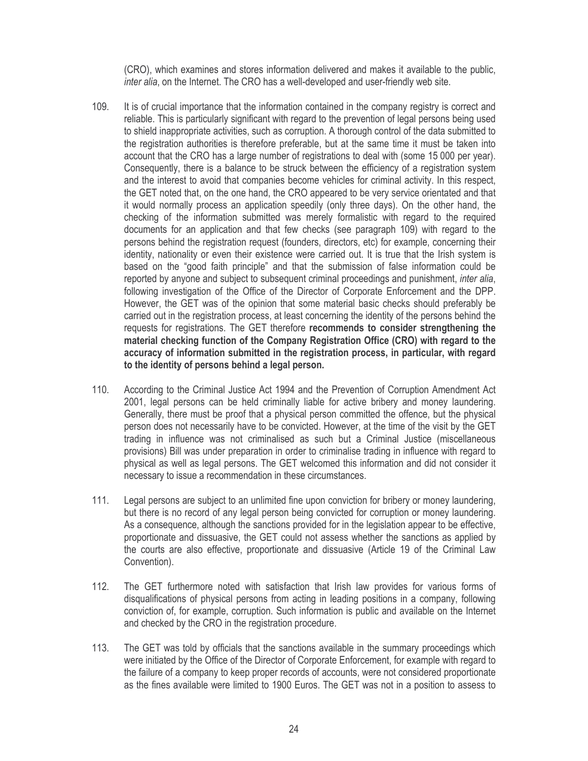(CRO), which examines and stores information delivered and makes it available to the public, *inter alia*, on the Internet. The CRO has a well-developed and user-friendly web site.

109. It is of crucial importance that the information contained in the company registry is correct and reliable. This is particularly significant with regard to the prevention of legal persons being used to shield inappropriate activities, such as corruption. A thorough control of the data submitted to the registration authorities is therefore preferable, but at the same time it must be taken into account that the CRO has a large number of registrations to deal with (some 15 000 per year). Consequently, there is a balance to be struck between the efficiency of a registration system and the interest to avoid that companies become vehicles for criminal activity. In this respect, the GET noted that, on the one hand, the CRO appeared to be very service orientated and that it would normally process an application speedily (only three days). On the other hand, the checking of the information submitted was merely formalistic with regard to the required documents for an application and that few checks (see paragraph 109) with regard to the persons behind the registration request (founders, directors, etc) for example, concerning their identity, nationality or even their existence were carried out. It is true that the Irish system is based on the "good faith principle" and that the submission of false information could be reported by anyone and subject to subsequent criminal proceedings and punishment, *inter alia*, following investigation of the Office of the Director of Corporate Enforcement and the DPP. However, the GET was of the opinion that some material basic checks should preferably be carried out in the registration process, at least concerning the identity of the persons behind the requests for registrations. The GET therefore **recommends to consider strengthening the material checking function of the Company Registration Office (CRO) with regard to the accuracy of information submitted in the registration process, in particular, with regard to the identity of persons behind a legal person.**

110. According to the Criminal Justice Act 1994 and the Prevention of Corruption Amendment Act 2001, legal persons can be held criminally liable for active bribery and money laundering. Generally, there must be proof that a physical person committed the offence, but the physical person does not necessarily have to be convicted. However, at the time of the visit by the GET trading in influence was not criminalised as such but a Criminal Justice (miscellaneous provisions) Bill was under preparation in order to criminalise trading in influence with regard to physical as well as legal persons. The GET welcomed this information and did not consider it necessary to issue a recommendation in these circumstances.

111. Legal persons are subject to an unlimited fine upon conviction for bribery or money laundering, but there is no record of any legal person being convicted for corruption or money laundering. As a consequence, although the sanctions provided for in the legislation appear to be effective, proportionate and dissuasive, the GET could not assess whether the sanctions as applied by the courts are also effective, proportionate and dissuasive (Article 19 of the Criminal Law Convention).

112. The GET furthermore noted with satisfaction that Irish law provides for various forms of disqualifications of physical persons from acting in leading positions in a company, following conviction of, for example, corruption. Such information is public and available on the Internet and checked by the CRO in the registration procedure.

113. The GET was told by officials that the sanctions available in the summary proceedings which were initiated by the Office of the Director of Corporate Enforcement, for example with regard to the failure of a company to keep proper records of accounts, were not considered proportionate as the fines available were limited to 1900 Euros. The GET was not in a position to assess to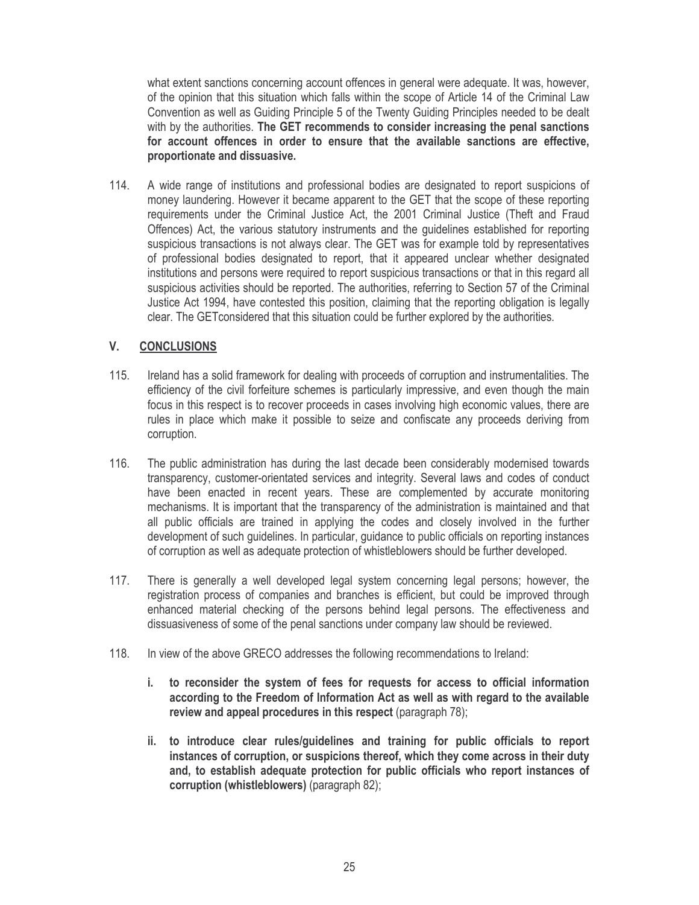what extent sanctions concerning account offences in general were adequate. It was, however, of the opinion that this situation which falls within the scope of Article 14 of the Criminal Law Convention as well as Guiding Principle 5 of the Twenty Guiding Principles needed to be dealt with by the authorities. **The GET recommends to consider increasing the penal sanctions for account offences in order to ensure that the available sanctions are effective, proportionate and dissuasive.**

114. A wide range of institutions and professional bodies are designated to report suspicions of money laundering. However it became apparent to the GET that the scope of these reporting requirements under the Criminal Justice Act, the 2001 Criminal Justice (Theft and Fraud Offences) Act, the various statutory instruments and the guidelines established for reporting suspicious transactions is not always clear. The GET was for example told by representatives of professional bodies designated to report, that it appeared unclear whether designated institutions and persons were required to report suspicious transactions or that in this regard all suspicious activities should be reported. The authorities, referring to Section 57 of the Criminal Justice Act 1994, have contested this position, claiming that the reporting obligation is legally clear. The GETconsidered that this situation could be further explored by the authorities.

## V. CONCLUSIONS

115. Ireland has a solid framework for dealing with proceeds of corruption and instrumentalities. The efficiency of the civil forfeiture schemes is particularly impressive, and even though the main focus in this respect is to recover proceeds in cases involving high economic values, there are rules in place which make it possible to seize and confiscate any proceeds deriving from corruption.

116. The public administration has during the last decade been considerably modernised towards transparency, customer-orientated services and integrity. Several laws and codes of conduct have been enacted in recent years. These are complemented by accurate monitoring mechanisms. It is important that the transparency of the administration is maintained and that all public officials are trained in applying the codes and closely involved in the further development of such guidelines. In particular, guidance to public officials on reporting instances of corruption as well as adequate protection of whistleblowers should be further developed.

117. There is generally a well developed legal system concerning legal persons; however, the registration process of companies and branches is efficient, but could be improved through enhanced material checking of the persons behind legal persons. The effectiveness and dissuasiveness of some of the penal sanctions under company law should be reviewed.

118. In view of the above GRECO addresses the following recommendations to Ireland:

i. **to reconsider the system of fees for requests for access to official information according to the Freedom of Information Act as well as with regard to the available review and appeal procedures in this respect** (paragraph 78);

ii. **to introduce clear rules/guidelines and training for public officials to report instances of corruption, or suspicions thereof, which they come across in their duty and, to establish adequate protection for public officials who report instances of corruption (whistleblowers)** (paragraph 82);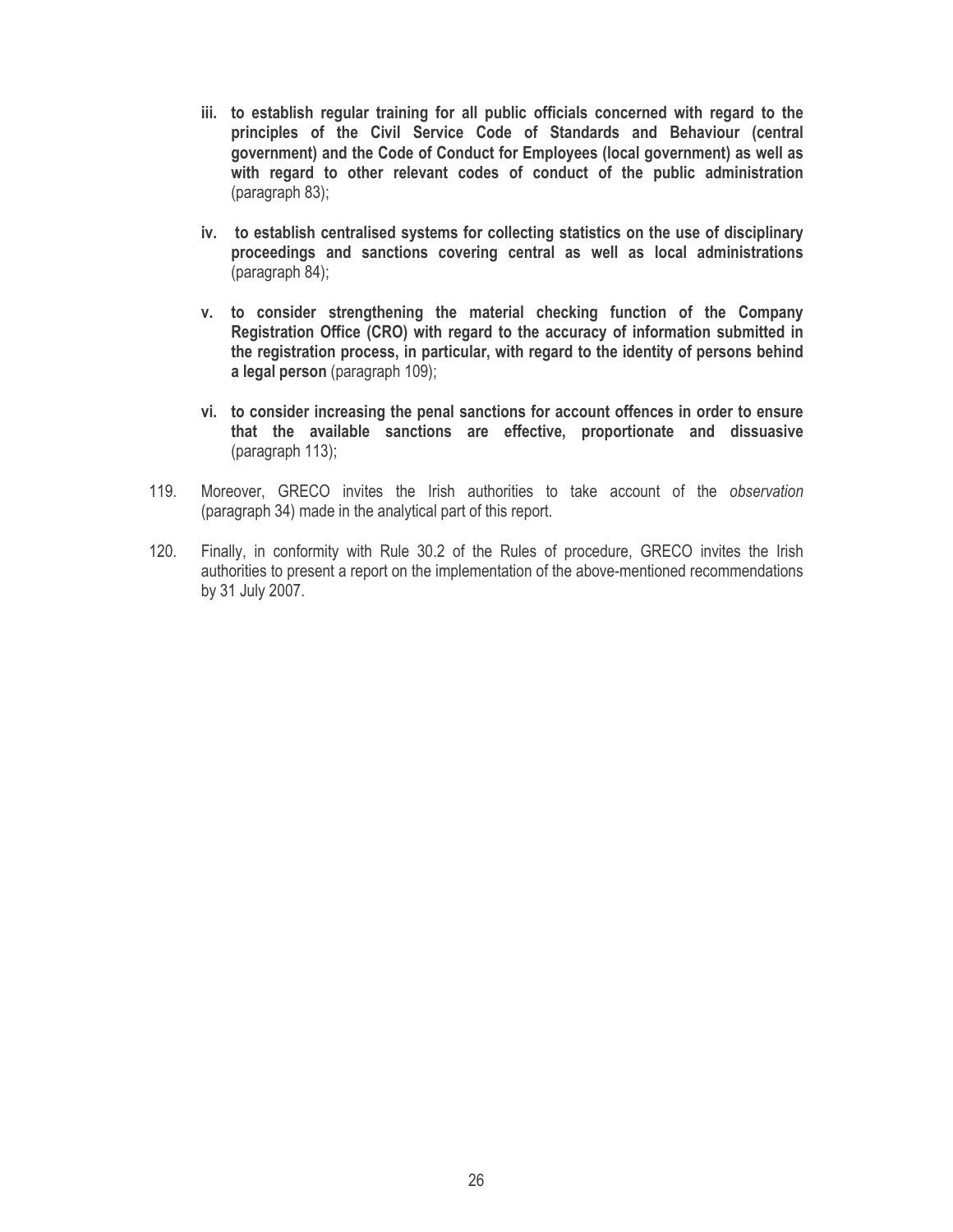iii. **to establish regular training for all public officials concerned with regard to the principles of the Civil Service Code of Standards and Behaviour (central government) and the Code of Conduct for Employees (local government) as well as with regard to other relevant codes of conduct of the public administration** (paragraph 83);

iv. **to establish centralised systems for collecting statistics on the use of disciplinary proceedings and sanctions covering central as well as local administrations** (paragraph 84);

v. **to consider strengthening the material checking function of the Company Registration Office (CRO) with regard to the accuracy of information submitted in the registration process, in particular, with regard to the identity of persons behind a legal person** (paragraph 109);

vi. **to consider increasing the penal sanctions for account offences in order to ensure that the available sanctions are effective, proportionate and dissuasive** (paragraph 113);

119. Moreover, GRECO invites the Irish authorities to take account of the *observation* (paragraph 34) made in the analytical part of this report.

120. Finally, in conformity with Rule 30.2 of the Rules of procedure, GRECO invites the Irish authorities to present a report on the implementation of the above-mentioned recommendations by 31 July 2007.